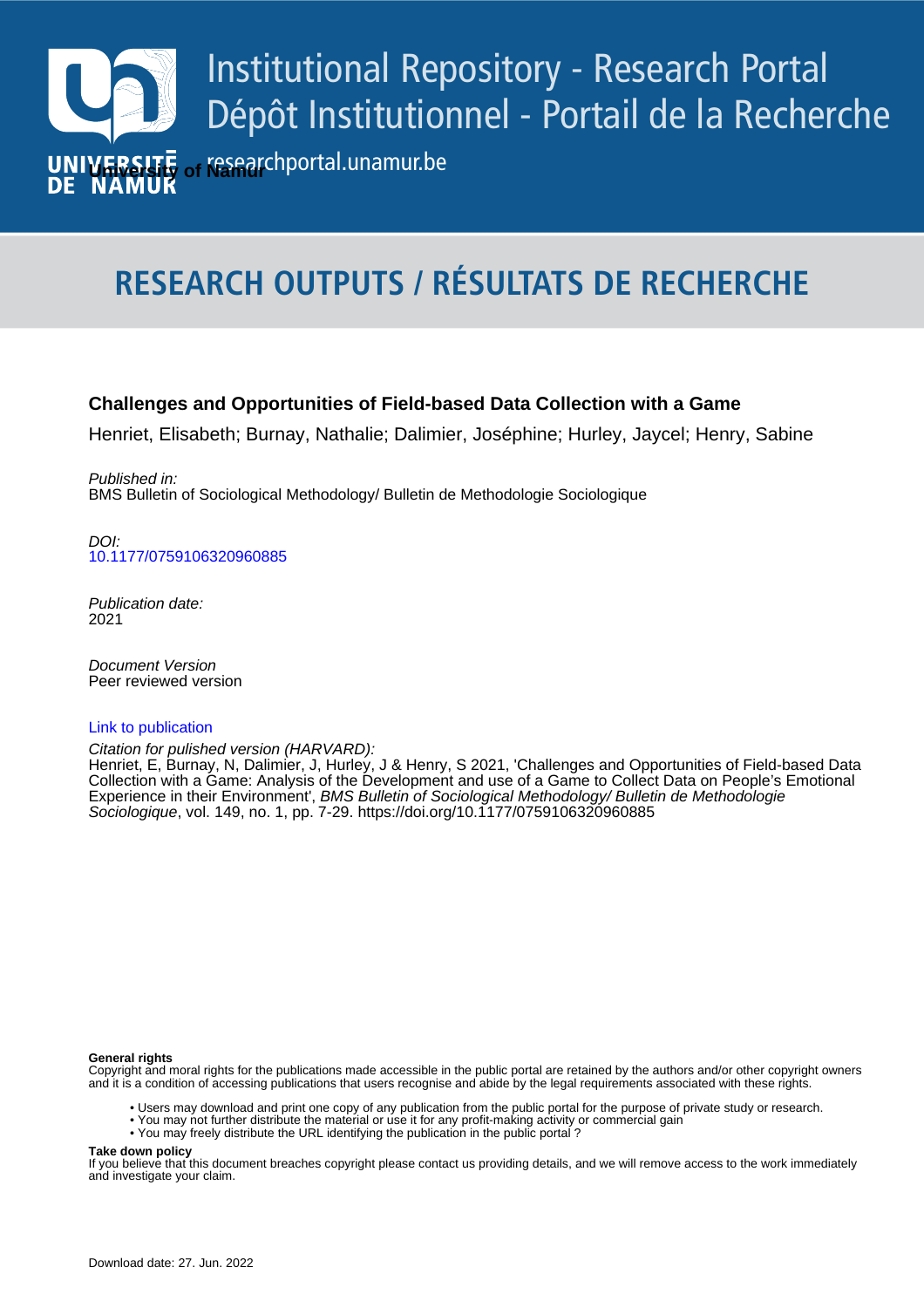# Institutional Repository - Research Portal
# Dépôt Institutionnel - Portail de la Recherche

researchportal.unamur.be

University of Namur

## RESEARCH OUTPUTS / RÉSULTATS DE RECHERCHE

**Challenges and Opportunities of Field-based Data Collection with a Game**

Henriet, Elisabeth; Burnay, Nathalie; Dalimier, Joséphine; Hurley, Jaycel; Henry, Sabine

*Published in:*
BMS Bulletin of Sociological Methodology/ Bulletin de Methodologie Sociologique

*DOI:*
10.1177/0759106320960885

*Publication date:*
2021

*Document Version*
Peer reviewed version

Link to publication

*Citation for pulished version (HARVARD):*
Henriet, E, Burnay, N, Dalimier, J, Hurley, J & Henry, S 2021, 'Challenges and Opportunities of Field-based Data Collection with a Game: Analysis of the Development and use of a Game to Collect Data on People's Emotional Experience in their Environment', *BMS Bulletin of Sociological Methodology/ Bulletin de Methodologie Sociologique*, vol. 149, no. 1, pp. 7-29. https://doi.org/10.1177/0759106320960885

**General rights**
Copyright and moral rights for the publications made accessible in the public portal are retained by the authors and/or other copyright owners and it is a condition of accessing publications that users recognise and abide by the legal requirements associated with these rights.

- Users may download and print one copy of any publication from the public portal for the purpose of private study or research.
- You may not further distribute the material or use it for any profit-making activity or commercial gain
- You may freely distribute the URL identifying the publication in the public portal ?

**Take down policy**
If you believe that this document breaches copyright please contact us providing details, and we will remove access to the work immediately and investigate your claim.

Download date: 27. Jun. 2022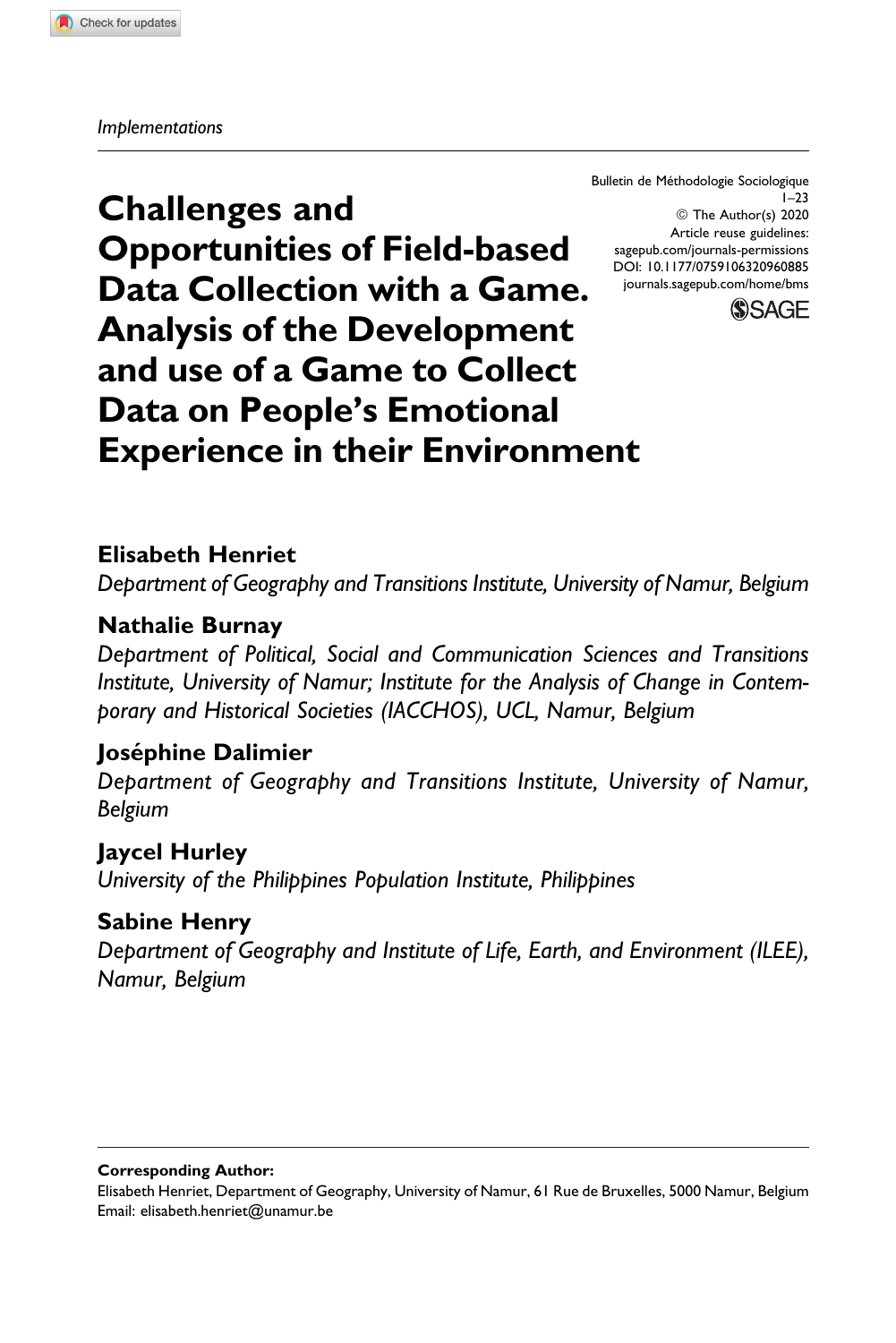*Implementations*

Bulletin de Méthodologie Sociologique
1–23
© The Author(s) 2020
Article reuse guidelines:
sagepub.com/journals-permissions
DOI: 10.1177/0759106320960885
journals.sagepub.com/home/bms

# Challenges and Opportunities of Field-based Data Collection with a Game. Analysis of the Development and use of a Game to Collect Data on People's Emotional Experience in their Environment

**Elisabeth Henriet**
*Department of Geography and Transitions Institute, University of Namur, Belgium*

**Nathalie Burnay**
*Department of Political, Social and Communication Sciences and Transitions Institute, University of Namur; Institute for the Analysis of Change in Contemporary and Historical Societies (IACCHOS), UCL, Namur, Belgium*

**Joséphine Dalimier**
*Department of Geography and Transitions Institute, University of Namur, Belgium*

**Jaycel Hurley**
*University of the Philippines Population Institute, Philippines*

**Sabine Henry**
*Department of Geography and Institute of Life, Earth, and Environment (ILEE), Namur, Belgium*

**Corresponding Author:**
Elisabeth Henriet, Department of Geography, University of Namur, 61 Rue de Bruxelles, 5000 Namur, Belgium
Email: elisabeth.henriet@unamur.be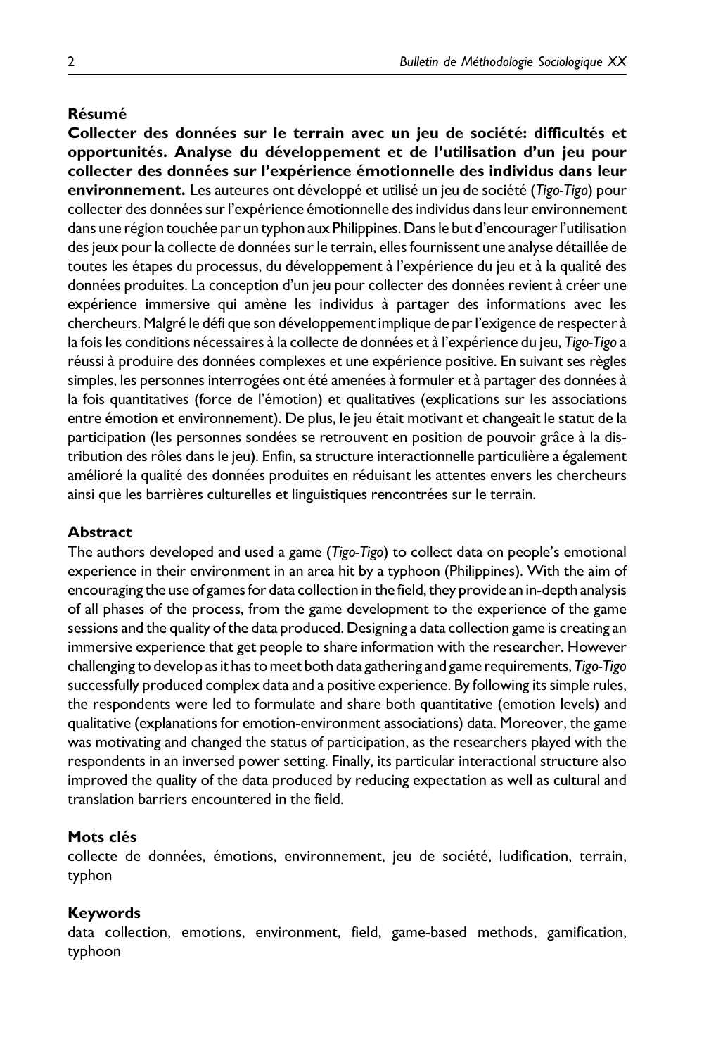## Résumé

**Collecter des données sur le terrain avec un jeu de société: difficultés et opportunités. Analyse du développement et de l'utilisation d'un jeu pour collecter des données sur l'expérience émotionnelle des individus dans leur environnement.** Les auteures ont développé et utilisé un jeu de société (*Tigo-Tigo*) pour collecter des données sur l'expérience émotionnelle des individus dans leur environnement dans une région touchée par un typhon aux Philippines. Dans le but d'encourager l'utilisation des jeux pour la collecte de données sur le terrain, elles fournissent une analyse détaillée de toutes les étapes du processus, du développement à l'expérience du jeu et à la qualité des données produites. La conception d'un jeu pour collecter des données revient à créer une expérience immersive qui amène les individus à partager des informations avec les chercheurs. Malgré le défi que son développement implique de par l'exigence de respecter à la fois les conditions nécessaires à la collecte de données et à l'expérience du jeu, *Tigo-Tigo* a réussi à produire des données complexes et une expérience positive. En suivant ses règles simples, les personnes interrogées ont été amenées à formuler et à partager des données à la fois quantitatives (force de l'émotion) et qualitatives (explications sur les associations entre émotion et environnement). De plus, le jeu était motivant et changeait le statut de la participation (les personnes sondées se retrouvent en position de pouvoir grâce à la distribution des rôles dans le jeu). Enfin, sa structure interactionnelle particulière a également amélioré la qualité des données produites en réduisant les attentes envers les chercheurs ainsi que les barrières culturelles et linguistiques rencontrées sur le terrain.

## Abstract

The authors developed and used a game (*Tigo-Tigo*) to collect data on people's emotional experience in their environment in an area hit by a typhoon (Philippines). With the aim of encouraging the use of games for data collection in the field, they provide an in-depth analysis of all phases of the process, from the game development to the experience of the game sessions and the quality of the data produced. Designing a data collection game is creating an immersive experience that get people to share information with the researcher. However challenging to develop as it has to meet both data gathering and game requirements, *Tigo-Tigo* successfully produced complex data and a positive experience. By following its simple rules, the respondents were led to formulate and share both quantitative (emotion levels) and qualitative (explanations for emotion-environment associations) data. Moreover, the game was motivating and changed the status of participation, as the researchers played with the respondents in an inversed power setting. Finally, its particular interactional structure also improved the quality of the data produced by reducing expectation as well as cultural and translation barriers encountered in the field.

## Mots clés

collecte de données, émotions, environnement, jeu de société, ludification, terrain, typhon

## Keywords

data collection, emotions, environment, field, game-based methods, gamification, typhoon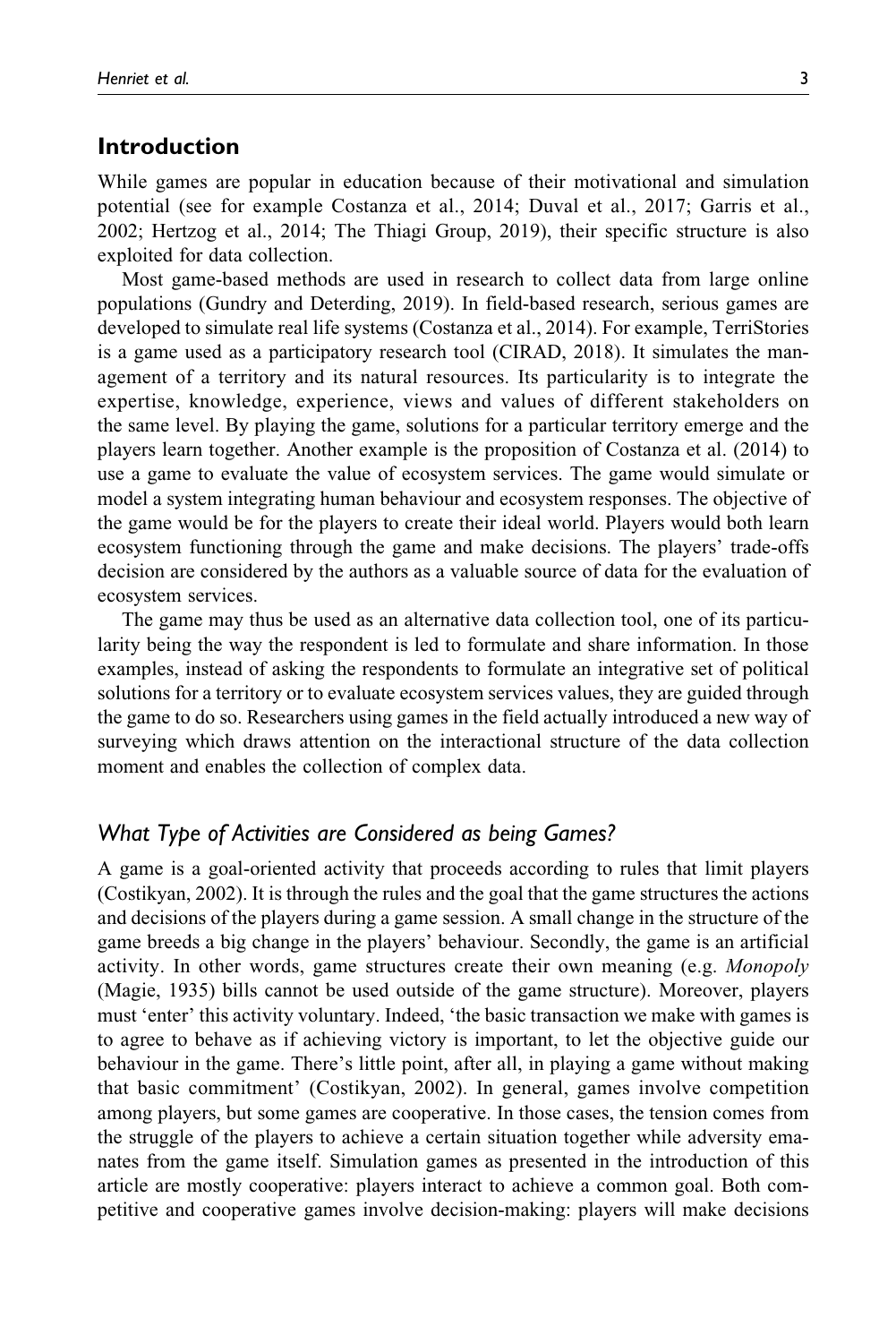## Introduction

While games are popular in education because of their motivational and simulation potential (see for example Costanza et al., 2014; Duval et al., 2017; Garris et al., 2002; Hertzog et al., 2014; The Thiagi Group, 2019), their specific structure is also exploited for data collection.

Most game-based methods are used in research to collect data from large online populations (Gundry and Deterding, 2019). In field-based research, serious games are developed to simulate real life systems (Costanza et al., 2014). For example, TerriStories is a game used as a participatory research tool (CIRAD, 2018). It simulates the management of a territory and its natural resources. Its particularity is to integrate the expertise, knowledge, experience, views and values of different stakeholders on the same level. By playing the game, solutions for a particular territory emerge and the players learn together. Another example is the proposition of Costanza et al. (2014) to use a game to evaluate the value of ecosystem services. The game would simulate or model a system integrating human behaviour and ecosystem responses. The objective of the game would be for the players to create their ideal world. Players would both learn ecosystem functioning through the game and make decisions. The players' trade-offs decision are considered by the authors as a valuable source of data for the evaluation of ecosystem services.

The game may thus be used as an alternative data collection tool, one of its particularity being the way the respondent is led to formulate and share information. In those examples, instead of asking the respondents to formulate an integrative set of political solutions for a territory or to evaluate ecosystem services values, they are guided through the game to do so. Researchers using games in the field actually introduced a new way of surveying which draws attention on the interactional structure of the data collection moment and enables the collection of complex data.

### *What Type of Activities are Considered as being Games?*

A game is a goal-oriented activity that proceeds according to rules that limit players (Costikyan, 2002). It is through the rules and the goal that the game structures the actions and decisions of the players during a game session. A small change in the structure of the game breeds a big change in the players' behaviour. Secondly, the game is an artificial activity. In other words, game structures create their own meaning (e.g. *Monopoly* (Magie, 1935) bills cannot be used outside of the game structure). Moreover, players must 'enter' this activity voluntary. Indeed, 'the basic transaction we make with games is to agree to behave as if achieving victory is important, to let the objective guide our behaviour in the game. There's little point, after all, in playing a game without making that basic commitment' (Costikyan, 2002). In general, games involve competition among players, but some games are cooperative. In those cases, the tension comes from the struggle of the players to achieve a certain situation together while adversity emanates from the game itself. Simulation games as presented in the introduction of this article are mostly cooperative: players interact to achieve a common goal. Both competitive and cooperative games involve decision-making: players will make decisions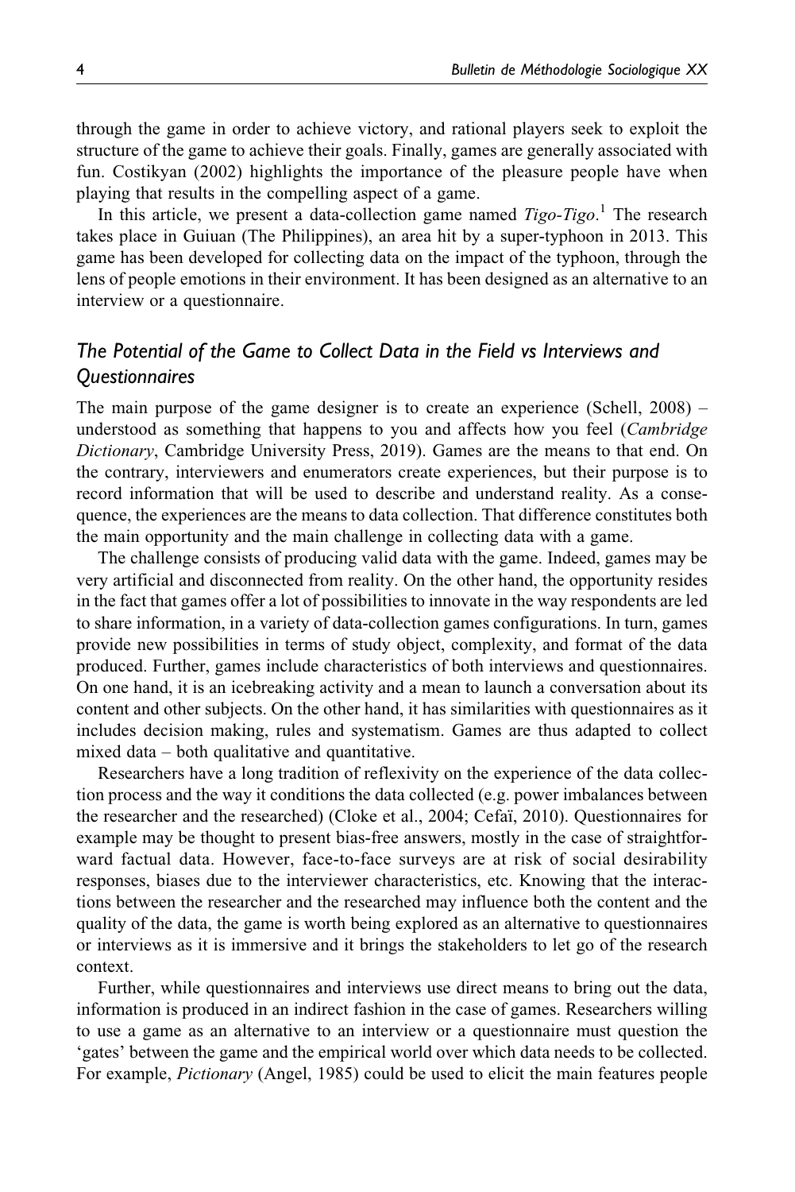through the game in order to achieve victory, and rational players seek to exploit the structure of the game to achieve their goals. Finally, games are generally associated with fun. Costikyan (2002) highlights the importance of the pleasure people have when playing that results in the compelling aspect of a game.

In this article, we present a data-collection game named *Tigo-Tigo*.[1] The research takes place in Guiuan (The Philippines), an area hit by a super-typhoon in 2013. This game has been developed for collecting data on the impact of the typhoon, through the lens of people emotions in their environment. It has been designed as an alternative to an interview or a questionnaire.

### The Potential of the Game to Collect Data in the Field vs Interviews and Questionnaires

The main purpose of the game designer is to create an experience (Schell, 2008) – understood as something that happens to you and affects how you feel (*Cambridge Dictionary*, Cambridge University Press, 2019). Games are the means to that end. On the contrary, interviewers and enumerators create experiences, but their purpose is to record information that will be used to describe and understand reality. As a consequence, the experiences are the means to data collection. That difference constitutes both the main opportunity and the main challenge in collecting data with a game.

The challenge consists of producing valid data with the game. Indeed, games may be very artificial and disconnected from reality. On the other hand, the opportunity resides in the fact that games offer a lot of possibilities to innovate in the way respondents are led to share information, in a variety of data-collection games configurations. In turn, games provide new possibilities in terms of study object, complexity, and format of the data produced. Further, games include characteristics of both interviews and questionnaires. On one hand, it is an icebreaking activity and a mean to launch a conversation about its content and other subjects. On the other hand, it has similarities with questionnaires as it includes decision making, rules and systematism. Games are thus adapted to collect mixed data – both qualitative and quantitative.

Researchers have a long tradition of reflexivity on the experience of the data collection process and the way it conditions the data collected (e.g. power imbalances between the researcher and the researched) (Cloke et al., 2004; Cefaï, 2010). Questionnaires for example may be thought to present bias-free answers, mostly in the case of straightforward factual data. However, face-to-face surveys are at risk of social desirability responses, biases due to the interviewer characteristics, etc. Knowing that the interactions between the researcher and the researched may influence both the content and the quality of the data, the game is worth being explored as an alternative to questionnaires or interviews as it is immersive and it brings the stakeholders to let go of the research context.

Further, while questionnaires and interviews use direct means to bring out the data, information is produced in an indirect fashion in the case of games. Researchers willing to use a game as an alternative to an interview or a questionnaire must question the 'gates' between the game and the empirical world over which data needs to be collected. For example, *Pictionary* (Angel, 1985) could be used to elicit the main features people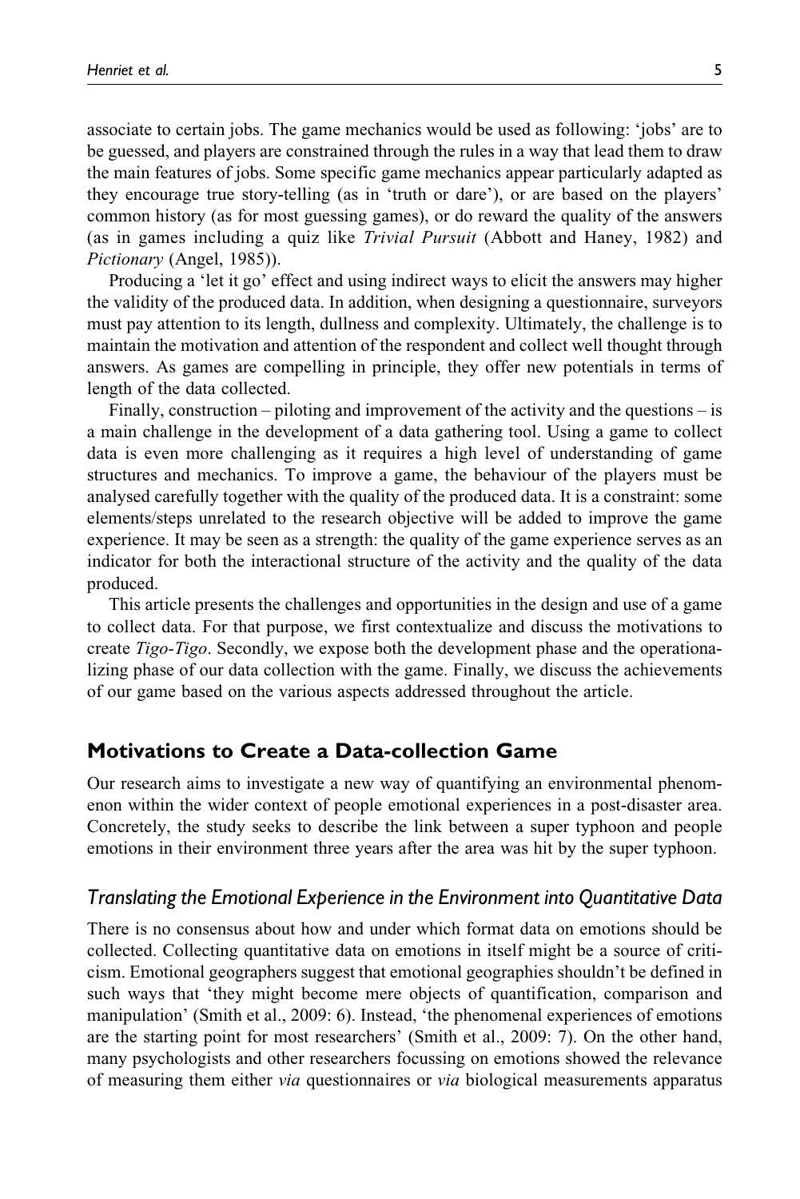associate to certain jobs. The game mechanics would be used as following: 'jobs' are to be guessed, and players are constrained through the rules in a way that lead them to draw the main features of jobs. Some specific game mechanics appear particularly adapted as they encourage true story-telling (as in 'truth or dare'), or are based on the players' common history (as for most guessing games), or do reward the quality of the answers (as in games including a quiz like *Trivial Pursuit* (Abbott and Haney, 1982) and *Pictionary* (Angel, 1985)).

Producing a 'let it go' effect and using indirect ways to elicit the answers may higher the validity of the produced data. In addition, when designing a questionnaire, surveyors must pay attention to its length, dullness and complexity. Ultimately, the challenge is to maintain the motivation and attention of the respondent and collect well thought through answers. As games are compelling in principle, they offer new potentials in terms of length of the data collected.

Finally, construction – piloting and improvement of the activity and the questions – is a main challenge in the development of a data gathering tool. Using a game to collect data is even more challenging as it requires a high level of understanding of game structures and mechanics. To improve a game, the behaviour of the players must be analysed carefully together with the quality of the produced data. It is a constraint: some elements/steps unrelated to the research objective will be added to improve the game experience. It may be seen as a strength: the quality of the game experience serves as an indicator for both the interactional structure of the activity and the quality of the data produced.

This article presents the challenges and opportunities in the design and use of a game to collect data. For that purpose, we first contextualize and discuss the motivations to create *Tigo-Tigo*. Secondly, we expose both the development phase and the operationalizing phase of our data collection with the game. Finally, we discuss the achievements of our game based on the various aspects addressed throughout the article.

## Motivations to Create a Data-collection Game

Our research aims to investigate a new way of quantifying an environmental phenomenon within the wider context of people emotional experiences in a post-disaster area. Concretely, the study seeks to describe the link between a super typhoon and people emotions in their environment three years after the area was hit by the super typhoon.

### *Translating the Emotional Experience in the Environment into Quantitative Data*

There is no consensus about how and under which format data on emotions should be collected. Collecting quantitative data on emotions in itself might be a source of criticism. Emotional geographers suggest that emotional geographies shouldn't be defined in such ways that 'they might become mere objects of quantification, comparison and manipulation' (Smith et al., 2009: 6). Instead, 'the phenomenal experiences of emotions are the starting point for most researchers' (Smith et al., 2009: 7). On the other hand, many psychologists and other researchers focussing on emotions showed the relevance of measuring them either *via* questionnaires or *via* biological measurements apparatus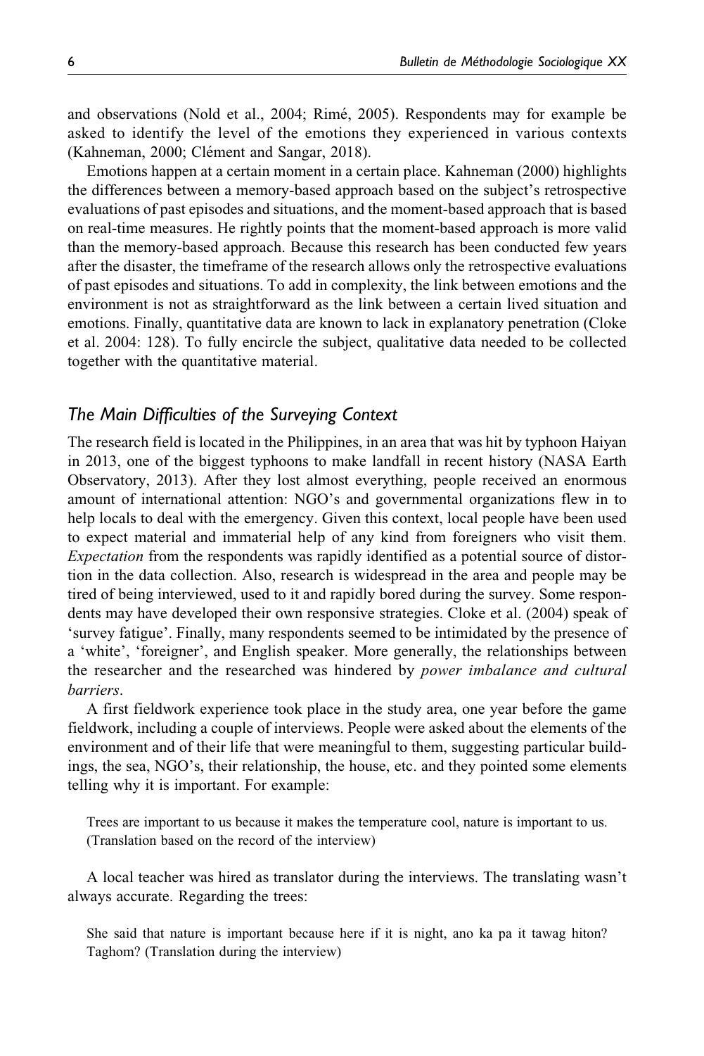and observations (Nold et al., 2004; Rimé, 2005). Respondents may for example be asked to identify the level of the emotions they experienced in various contexts (Kahneman, 2000; Clément and Sangar, 2018).

Emotions happen at a certain moment in a certain place. Kahneman (2000) highlights the differences between a memory-based approach based on the subject's retrospective evaluations of past episodes and situations, and the moment-based approach that is based on real-time measures. He rightly points that the moment-based approach is more valid than the memory-based approach. Because this research has been conducted few years after the disaster, the timeframe of the research allows only the retrospective evaluations of past episodes and situations. To add in complexity, the link between emotions and the environment is not as straightforward as the link between a certain lived situation and emotions. Finally, quantitative data are known to lack in explanatory penetration (Cloke et al. 2004: 128). To fully encircle the subject, qualitative data needed to be collected together with the quantitative material.

## The Main Difficulties of the Surveying Context

The research field is located in the Philippines, in an area that was hit by typhoon Haiyan in 2013, one of the biggest typhoons to make landfall in recent history (NASA Earth Observatory, 2013). After they lost almost everything, people received an enormous amount of international attention: NGO's and governmental organizations flew in to help locals to deal with the emergency. Given this context, local people have been used to expect material and immaterial help of any kind from foreigners who visit them. *Expectation* from the respondents was rapidly identified as a potential source of distortion in the data collection. Also, research is widespread in the area and people may be tired of being interviewed, used to it and rapidly bored during the survey. Some respondents may have developed their own responsive strategies. Cloke et al. (2004) speak of 'survey fatigue'. Finally, many respondents seemed to be intimidated by the presence of a 'white', 'foreigner', and English speaker. More generally, the relationships between the researcher and the researched was hindered by *power imbalance and cultural barriers*.

A first fieldwork experience took place in the study area, one year before the game fieldwork, including a couple of interviews. People were asked about the elements of the environment and of their life that were meaningful to them, suggesting particular buildings, the sea, NGO's, their relationship, the house, etc. and they pointed some elements telling why it is important. For example:

> Trees are important to us because it makes the temperature cool, nature is important to us. (Translation based on the record of the interview)

A local teacher was hired as translator during the interviews. The translating wasn't always accurate. Regarding the trees:

> She said that nature is important because here if it is night, ano ka pa it tawag hiton? Taghom? (Translation during the interview)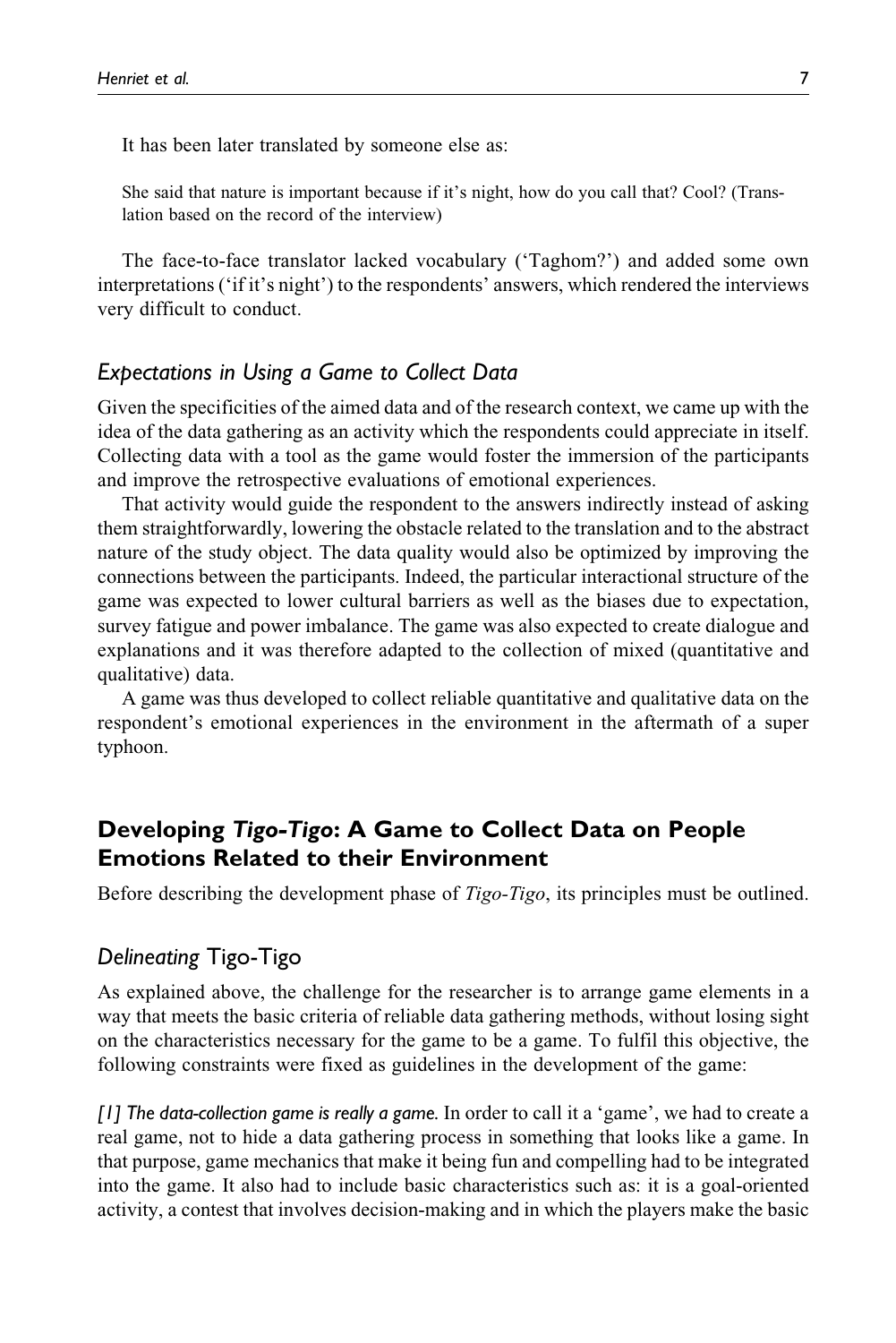It has been later translated by someone else as:

> She said that nature is important because if it's night, how do you call that? Cool? (Translation based on the record of the interview)

The face-to-face translator lacked vocabulary ('Taghom?') and added some own interpretations ('if it's night') to the respondents' answers, which rendered the interviews very difficult to conduct.

### *Expectations in Using a Game to Collect Data*

Given the specificities of the aimed data and of the research context, we came up with the idea of the data gathering as an activity which the respondents could appreciate in itself. Collecting data with a tool as the game would foster the immersion of the participants and improve the retrospective evaluations of emotional experiences.

That activity would guide the respondent to the answers indirectly instead of asking them straightforwardly, lowering the obstacle related to the translation and to the abstract nature of the study object. The data quality would also be optimized by improving the connections between the participants. Indeed, the particular interactional structure of the game was expected to lower cultural barriers as well as the biases due to expectation, survey fatigue and power imbalance. The game was also expected to create dialogue and explanations and it was therefore adapted to the collection of mixed (quantitative and qualitative) data.

A game was thus developed to collect reliable quantitative and qualitative data on the respondent's emotional experiences in the environment in the aftermath of a super typhoon.

## Developing *Tigo-Tigo*: A Game to Collect Data on People Emotions Related to their Environment

Before describing the development phase of *Tigo-Tigo*, its principles must be outlined.

### *Delineating* Tigo-Tigo

As explained above, the challenge for the researcher is to arrange game elements in a way that meets the basic criteria of reliable data gathering methods, without losing sight on the characteristics necessary for the game to be a game. To fulfil this objective, the following constraints were fixed as guidelines in the development of the game:

*[1] The data-collection game is really a game.* In order to call it a 'game', we had to create a real game, not to hide a data gathering process in something that looks like a game. In that purpose, game mechanics that make it being fun and compelling had to be integrated into the game. It also had to include basic characteristics such as: it is a goal-oriented activity, a contest that involves decision-making and in which the players make the basic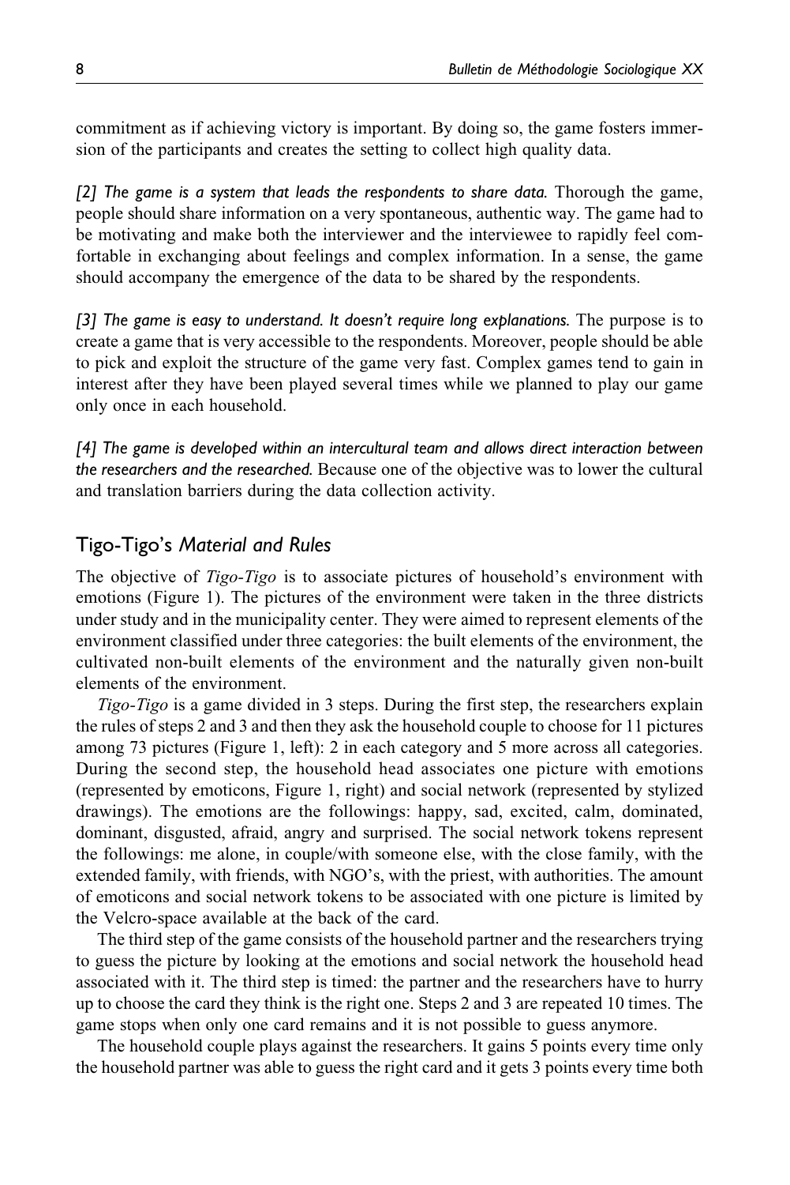commitment as if achieving victory is important. By doing so, the game fosters immersion of the participants and creates the setting to collect high quality data.

*[2] The game is a system that leads the respondents to share data.* Thorough the game, people should share information on a very spontaneous, authentic way. The game had to be motivating and make both the interviewer and the interviewee to rapidly feel comfortable in exchanging about feelings and complex information. In a sense, the game should accompany the emergence of the data to be shared by the respondents.

*[3] The game is easy to understand. It doesn't require long explanations.* The purpose is to create a game that is very accessible to the respondents. Moreover, people should be able to pick and exploit the structure of the game very fast. Complex games tend to gain in interest after they have been played several times while we planned to play our game only once in each household.

*[4] The game is developed within an intercultural team and allows direct interaction between the researchers and the researched.* Because one of the objective was to lower the cultural and translation barriers during the data collection activity.

## Tigo-Tigo's *Material and Rules*

The objective of *Tigo-Tigo* is to associate pictures of household's environment with emotions (Figure 1). The pictures of the environment were taken in the three districts under study and in the municipality center. They were aimed to represent elements of the environment classified under three categories: the built elements of the environment, the cultivated non-built elements of the environment and the naturally given non-built elements of the environment.

*Tigo-Tigo* is a game divided in 3 steps. During the first step, the researchers explain the rules of steps 2 and 3 and then they ask the household couple to choose for 11 pictures among 73 pictures (Figure 1, left): 2 in each category and 5 more across all categories. During the second step, the household head associates one picture with emotions (represented by emoticons, Figure 1, right) and social network (represented by stylized drawings). The emotions are the followings: happy, sad, excited, calm, dominated, dominant, disgusted, afraid, angry and surprised. The social network tokens represent the followings: me alone, in couple/with someone else, with the close family, with the extended family, with friends, with NGO's, with the priest, with authorities. The amount of emoticons and social network tokens to be associated with one picture is limited by the Velcro-space available at the back of the card.

The third step of the game consists of the household partner and the researchers trying to guess the picture by looking at the emotions and social network the household head associated with it. The third step is timed: the partner and the researchers have to hurry up to choose the card they think is the right one. Steps 2 and 3 are repeated 10 times. The game stops when only one card remains and it is not possible to guess anymore.

The household couple plays against the researchers. It gains 5 points every time only the household partner was able to guess the right card and it gets 3 points every time both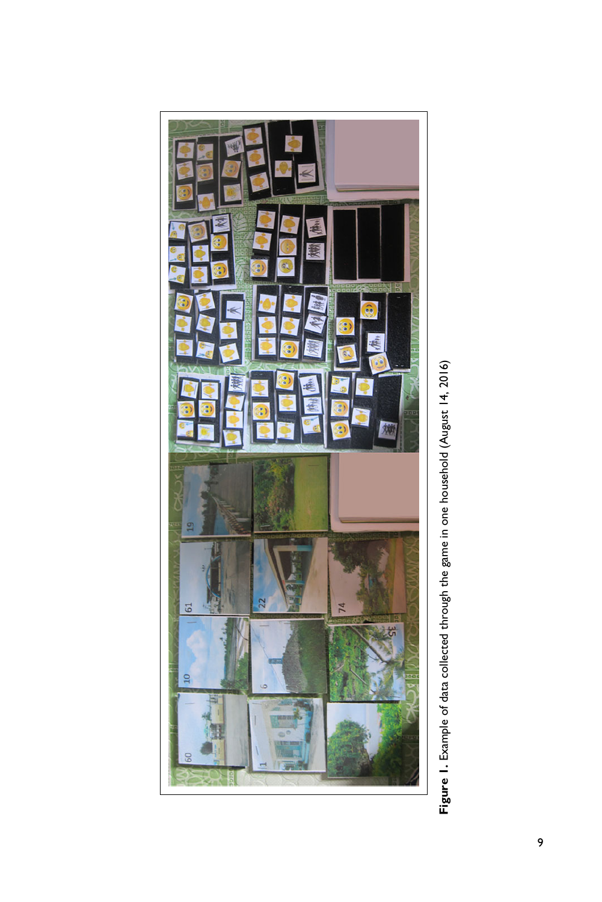**Figure 1.** Example of data collected through the game in one household (August 14, 2016)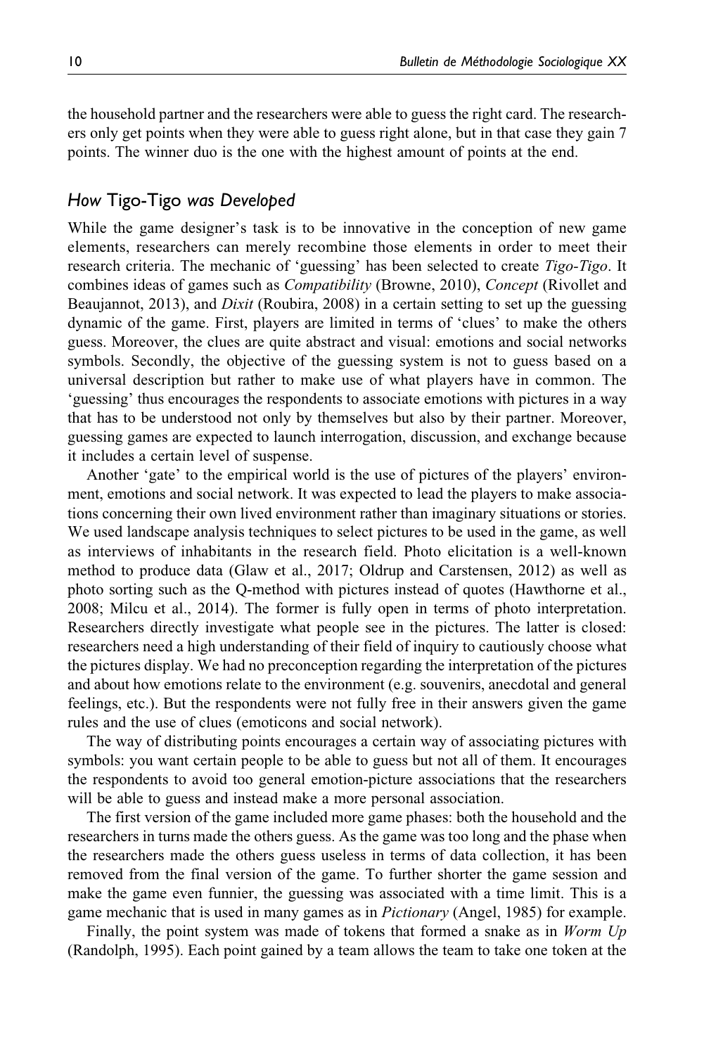the household partner and the researchers were able to guess the right card. The researchers only get points when they were able to guess right alone, but in that case they gain 7 points. The winner duo is the one with the highest amount of points at the end.

### *How* Tigo-Tigo *was Developed*

While the game designer's task is to be innovative in the conception of new game elements, researchers can merely recombine those elements in order to meet their research criteria. The mechanic of 'guessing' has been selected to create *Tigo-Tigo*. It combines ideas of games such as *Compatibility* (Browne, 2010), *Concept* (Rivollet and Beaujannot, 2013), and *Dixit* (Roubira, 2008) in a certain setting to set up the guessing dynamic of the game. First, players are limited in terms of 'clues' to make the others guess. Moreover, the clues are quite abstract and visual: emotions and social networks symbols. Secondly, the objective of the guessing system is not to guess based on a universal description but rather to make use of what players have in common. The 'guessing' thus encourages the respondents to associate emotions with pictures in a way that has to be understood not only by themselves but also by their partner. Moreover, guessing games are expected to launch interrogation, discussion, and exchange because it includes a certain level of suspense.

Another 'gate' to the empirical world is the use of pictures of the players' environment, emotions and social network. It was expected to lead the players to make associations concerning their own lived environment rather than imaginary situations or stories. We used landscape analysis techniques to select pictures to be used in the game, as well as interviews of inhabitants in the research field. Photo elicitation is a well-known method to produce data (Glaw et al., 2017; Oldrup and Carstensen, 2012) as well as photo sorting such as the Q-method with pictures instead of quotes (Hawthorne et al., 2008; Milcu et al., 2014). The former is fully open in terms of photo interpretation. Researchers directly investigate what people see in the pictures. The latter is closed: researchers need a high understanding of their field of inquiry to cautiously choose what the pictures display. We had no preconception regarding the interpretation of the pictures and about how emotions relate to the environment (e.g. souvenirs, anecdotal and general feelings, etc.). But the respondents were not fully free in their answers given the game rules and the use of clues (emoticons and social network).

The way of distributing points encourages a certain way of associating pictures with symbols: you want certain people to be able to guess but not all of them. It encourages the respondents to avoid too general emotion-picture associations that the researchers will be able to guess and instead make a more personal association.

The first version of the game included more game phases: both the household and the researchers in turns made the others guess. As the game was too long and the phase when the researchers made the others guess useless in terms of data collection, it has been removed from the final version of the game. To further shorter the game session and make the game even funnier, the guessing was associated with a time limit. This is a game mechanic that is used in many games as in *Pictionary* (Angel, 1985) for example.

Finally, the point system was made of tokens that formed a snake as in *Worm Up* (Randolph, 1995). Each point gained by a team allows the team to take one token at the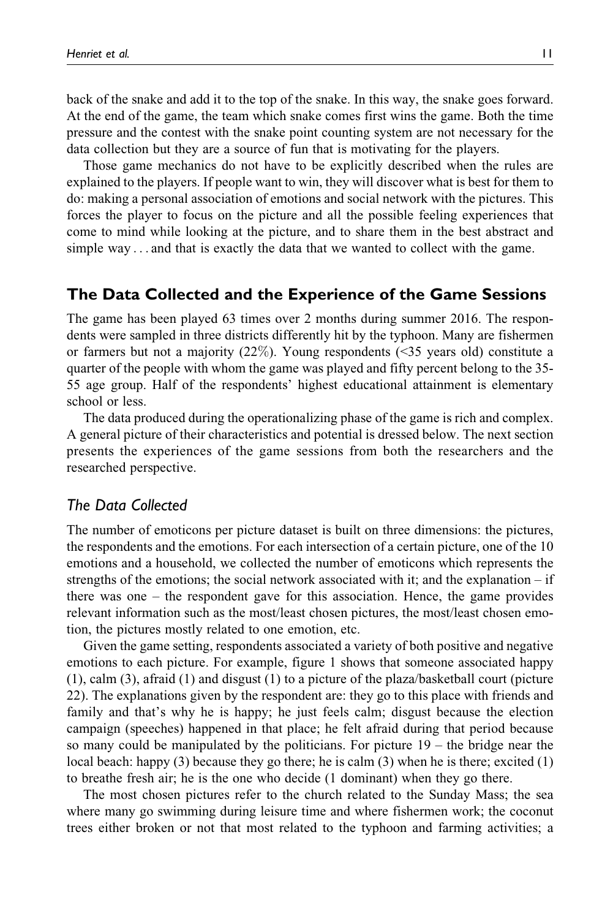back of the snake and add it to the top of the snake. In this way, the snake goes forward. At the end of the game, the team which snake comes first wins the game. Both the time pressure and the contest with the snake point counting system are not necessary for the data collection but they are a source of fun that is motivating for the players.

Those game mechanics do not have to be explicitly described when the rules are explained to the players. If people want to win, they will discover what is best for them to do: making a personal association of emotions and social network with the pictures. This forces the player to focus on the picture and all the possible feeling experiences that come to mind while looking at the picture, and to share them in the best abstract and simple way . . . and that is exactly the data that we wanted to collect with the game.

## The Data Collected and the Experience of the Game Sessions

The game has been played 63 times over 2 months during summer 2016. The respondents were sampled in three districts differently hit by the typhoon. Many are fishermen or farmers but not a majority (22%). Young respondents (<35 years old) constitute a quarter of the people with whom the game was played and fifty percent belong to the 35-55 age group. Half of the respondents' highest educational attainment is elementary school or less.

The data produced during the operationalizing phase of the game is rich and complex. A general picture of their characteristics and potential is dressed below. The next section presents the experiences of the game sessions from both the researchers and the researched perspective.

### *The Data Collected*

The number of emoticons per picture dataset is built on three dimensions: the pictures, the respondents and the emotions. For each intersection of a certain picture, one of the 10 emotions and a household, we collected the number of emoticons which represents the strengths of the emotions; the social network associated with it; and the explanation – if there was one – the respondent gave for this association. Hence, the game provides relevant information such as the most/least chosen pictures, the most/least chosen emotion, the pictures mostly related to one emotion, etc.

Given the game setting, respondents associated a variety of both positive and negative emotions to each picture. For example, figure 1 shows that someone associated happy (1), calm (3), afraid (1) and disgust (1) to a picture of the plaza/basketball court (picture 22). The explanations given by the respondent are: they go to this place with friends and family and that's why he is happy; he just feels calm; disgust because the election campaign (speeches) happened in that place; he felt afraid during that period because so many could be manipulated by the politicians. For picture 19 – the bridge near the local beach: happy (3) because they go there; he is calm (3) when he is there; excited (1) to breathe fresh air; he is the one who decide (1 dominant) when they go there.

The most chosen pictures refer to the church related to the Sunday Mass; the sea where many go swimming during leisure time and where fishermen work; the coconut trees either broken or not that most related to the typhoon and farming activities; a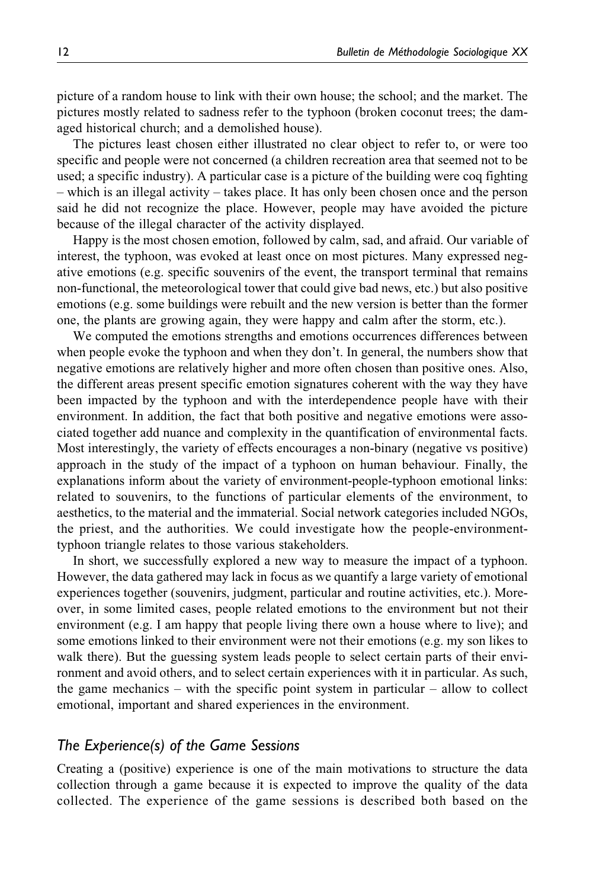picture of a random house to link with their own house; the school; and the market. The pictures mostly related to sadness refer to the typhoon (broken coconut trees; the damaged historical church; and a demolished house).

The pictures least chosen either illustrated no clear object to refer to, or were too specific and people were not concerned (a children recreation area that seemed not to be used; a specific industry). A particular case is a picture of the building were coq fighting – which is an illegal activity – takes place. It has only been chosen once and the person said he did not recognize the place. However, people may have avoided the picture because of the illegal character of the activity displayed.

Happy is the most chosen emotion, followed by calm, sad, and afraid. Our variable of interest, the typhoon, was evoked at least once on most pictures. Many expressed negative emotions (e.g. specific souvenirs of the event, the transport terminal that remains non-functional, the meteorological tower that could give bad news, etc.) but also positive emotions (e.g. some buildings were rebuilt and the new version is better than the former one, the plants are growing again, they were happy and calm after the storm, etc.).

We computed the emotions strengths and emotions occurrences differences between when people evoke the typhoon and when they don't. In general, the numbers show that negative emotions are relatively higher and more often chosen than positive ones. Also, the different areas present specific emotion signatures coherent with the way they have been impacted by the typhoon and with the interdependence people have with their environment. In addition, the fact that both positive and negative emotions were associated together add nuance and complexity in the quantification of environmental facts. Most interestingly, the variety of effects encourages a non-binary (negative vs positive) approach in the study of the impact of a typhoon on human behaviour. Finally, the explanations inform about the variety of environment-people-typhoon emotional links: related to souvenirs, to the functions of particular elements of the environment, to aesthetics, to the material and the immaterial. Social network categories included NGOs, the priest, and the authorities. We could investigate how the people-environment-typhoon triangle relates to those various stakeholders.

In short, we successfully explored a new way to measure the impact of a typhoon. However, the data gathered may lack in focus as we quantify a large variety of emotional experiences together (souvenirs, judgment, particular and routine activities, etc.). Moreover, in some limited cases, people related emotions to the environment but not their environment (e.g. I am happy that people living there own a house where to live); and some emotions linked to their environment were not their emotions (e.g. my son likes to walk there). But the guessing system leads people to select certain parts of their environment and avoid others, and to select certain experiences with it in particular. As such, the game mechanics – with the specific point system in particular – allow to collect emotional, important and shared experiences in the environment.

## *The Experience(s) of the Game Sessions*

Creating a (positive) experience is one of the main motivations to structure the data collection through a game because it is expected to improve the quality of the data collected. The experience of the game sessions is described both based on the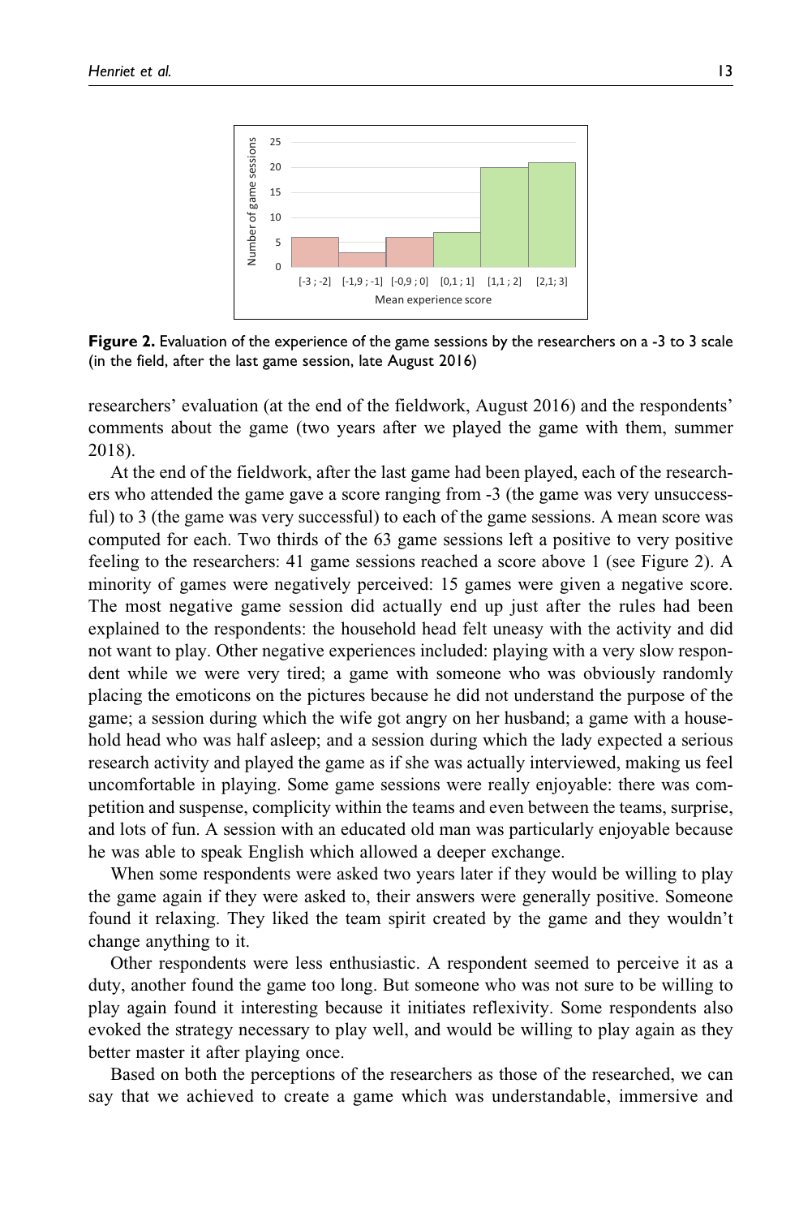**Figure 2.** Evaluation of the experience of the game sessions by the researchers on a -3 to 3 scale (in the field, after the last game session, late August 2016)

researchers' evaluation (at the end of the fieldwork, August 2016) and the respondents' comments about the game (two years after we played the game with them, summer 2018).

At the end of the fieldwork, after the last game had been played, each of the researchers who attended the game gave a score ranging from -3 (the game was very unsuccessful) to 3 (the game was very successful) to each of the game sessions. A mean score was computed for each. Two thirds of the 63 game sessions left a positive to very positive feeling to the researchers: 41 game sessions reached a score above 1 (see Figure 2). A minority of games were negatively perceived: 15 games were given a negative score. The most negative game session did actually end up just after the rules had been explained to the respondents: the household head felt uneasy with the activity and did not want to play. Other negative experiences included: playing with a very slow respondent while we were very tired; a game with someone who was obviously randomly placing the emoticons on the pictures because he did not understand the purpose of the game; a session during which the wife got angry on her husband; a game with a household head who was half asleep; and a session during which the lady expected a serious research activity and played the game as if she was actually interviewed, making us feel uncomfortable in playing. Some game sessions were really enjoyable: there was competition and suspense, complicity within the teams and even between the teams, surprise, and lots of fun. A session with an educated old man was particularly enjoyable because he was able to speak English which allowed a deeper exchange.

When some respondents were asked two years later if they would be willing to play the game again if they were asked to, their answers were generally positive. Someone found it relaxing. They liked the team spirit created by the game and they wouldn't change anything to it.

Other respondents were less enthusiastic. A respondent seemed to perceive it as a duty, another found the game too long. But someone who was not sure to be willing to play again found it interesting because it initiates reflexivity. Some respondents also evoked the strategy necessary to play well, and would be willing to play again as they better master it after playing once.

Based on both the perceptions of the researchers as those of the researched, we can say that we achieved to create a game which was understandable, immersive and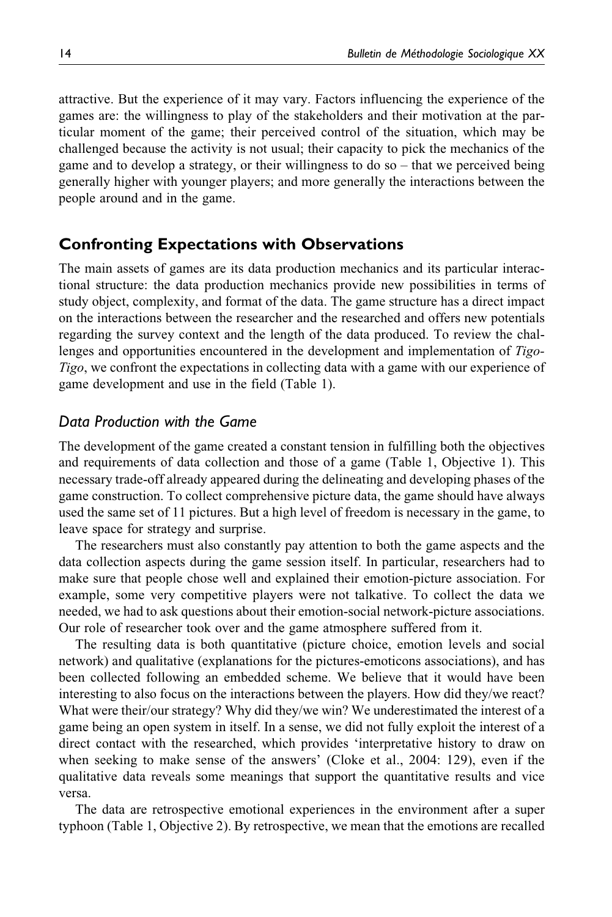attractive. But the experience of it may vary. Factors influencing the experience of the games are: the willingness to play of the stakeholders and their motivation at the particular moment of the game; their perceived control of the situation, which may be challenged because the activity is not usual; their capacity to pick the mechanics of the game and to develop a strategy, or their willingness to do so – that we perceived being generally higher with younger players; and more generally the interactions between the people around and in the game.

## Confronting Expectations with Observations

The main assets of games are its data production mechanics and its particular interactional structure: the data production mechanics provide new possibilities in terms of study object, complexity, and format of the data. The game structure has a direct impact on the interactions between the researcher and the researched and offers new potentials regarding the survey context and the length of the data produced. To review the challenges and opportunities encountered in the development and implementation of *Tigo-Tigo*, we confront the expectations in collecting data with a game with our experience of game development and use in the field (Table 1).

### Data Production with the Game

The development of the game created a constant tension in fulfilling both the objectives and requirements of data collection and those of a game (Table 1, Objective 1). This necessary trade-off already appeared during the delineating and developing phases of the game construction. To collect comprehensive picture data, the game should have always used the same set of 11 pictures. But a high level of freedom is necessary in the game, to leave space for strategy and surprise.

The researchers must also constantly pay attention to both the game aspects and the data collection aspects during the game session itself. In particular, researchers had to make sure that people chose well and explained their emotion-picture association. For example, some very competitive players were not talkative. To collect the data we needed, we had to ask questions about their emotion-social network-picture associations. Our role of researcher took over and the game atmosphere suffered from it.

The resulting data is both quantitative (picture choice, emotion levels and social network) and qualitative (explanations for the pictures-emoticons associations), and has been collected following an embedded scheme. We believe that it would have been interesting to also focus on the interactions between the players. How did they/we react? What were their/our strategy? Why did they/we win? We underestimated the interest of a game being an open system in itself. In a sense, we did not fully exploit the interest of a direct contact with the researched, which provides 'interpretative history to draw on when seeking to make sense of the answers' (Cloke et al., 2004: 129), even if the qualitative data reveals some meanings that support the quantitative results and vice versa.

The data are retrospective emotional experiences in the environment after a super typhoon (Table 1, Objective 2). By retrospective, we mean that the emotions are recalled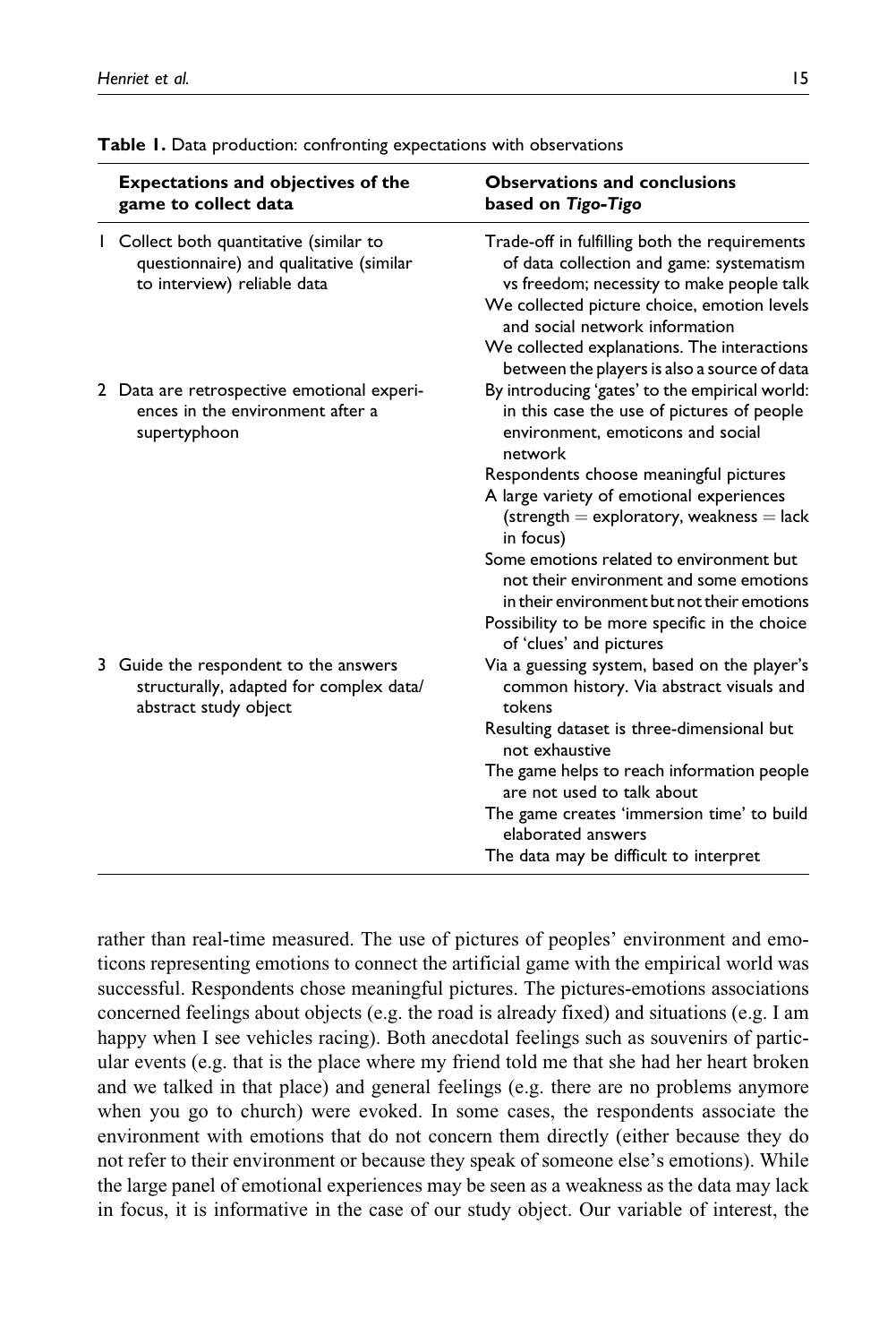**Table 1.** Data production: confronting expectations with observations

| | Expectations and objectives of the game to collect data | Observations and conclusions based on *Tigo-Tigo* |
|---|---|---|
| 1 | Collect both quantitative (similar to questionnaire) and qualitative (similar to interview) reliable data | Trade-off in fulfilling both the requirements of data collection and game: systematism vs freedom; necessity to make people talk<br>We collected picture choice, emotion levels and social network information<br>We collected explanations. The interactions between the players is also a source of data |
| 2 | Data are retrospective emotional experiences in the environment after a supertyphoon | By introducing 'gates' to the empirical world: in this case the use of pictures of people environment, emoticons and social network<br>Respondents choose meaningful pictures<br>A large variety of emotional experiences (strength = exploratory, weakness = lack in focus)<br>Some emotions related to environment but not their environment and some emotions in their environment but not their emotions<br>Possibility to be more specific in the choice of 'clues' and pictures |
| 3 | Guide the respondent to the answers structurally, adapted for complex data/ abstract study object | Via a guessing system, based on the player's common history. Via abstract visuals and tokens<br>Resulting dataset is three-dimensional but not exhaustive<br>The game helps to reach information people are not used to talk about<br>The game creates 'immersion time' to build elaborated answers<br>The data may be difficult to interpret |

rather than real-time measured. The use of pictures of peoples' environment and emoticons representing emotions to connect the artificial game with the empirical world was successful. Respondents chose meaningful pictures. The pictures-emotions associations concerned feelings about objects (e.g. the road is already fixed) and situations (e.g. I am happy when I see vehicles racing). Both anecdotal feelings such as souvenirs of particular events (e.g. that is the place where my friend told me that she had her heart broken and we talked in that place) and general feelings (e.g. there are no problems anymore when you go to church) were evoked. In some cases, the respondents associate the environment with emotions that do not concern them directly (either because they do not refer to their environment or because they speak of someone else's emotions). While the large panel of emotional experiences may be seen as a weakness as the data may lack in focus, it is informative in the case of our study object. Our variable of interest, the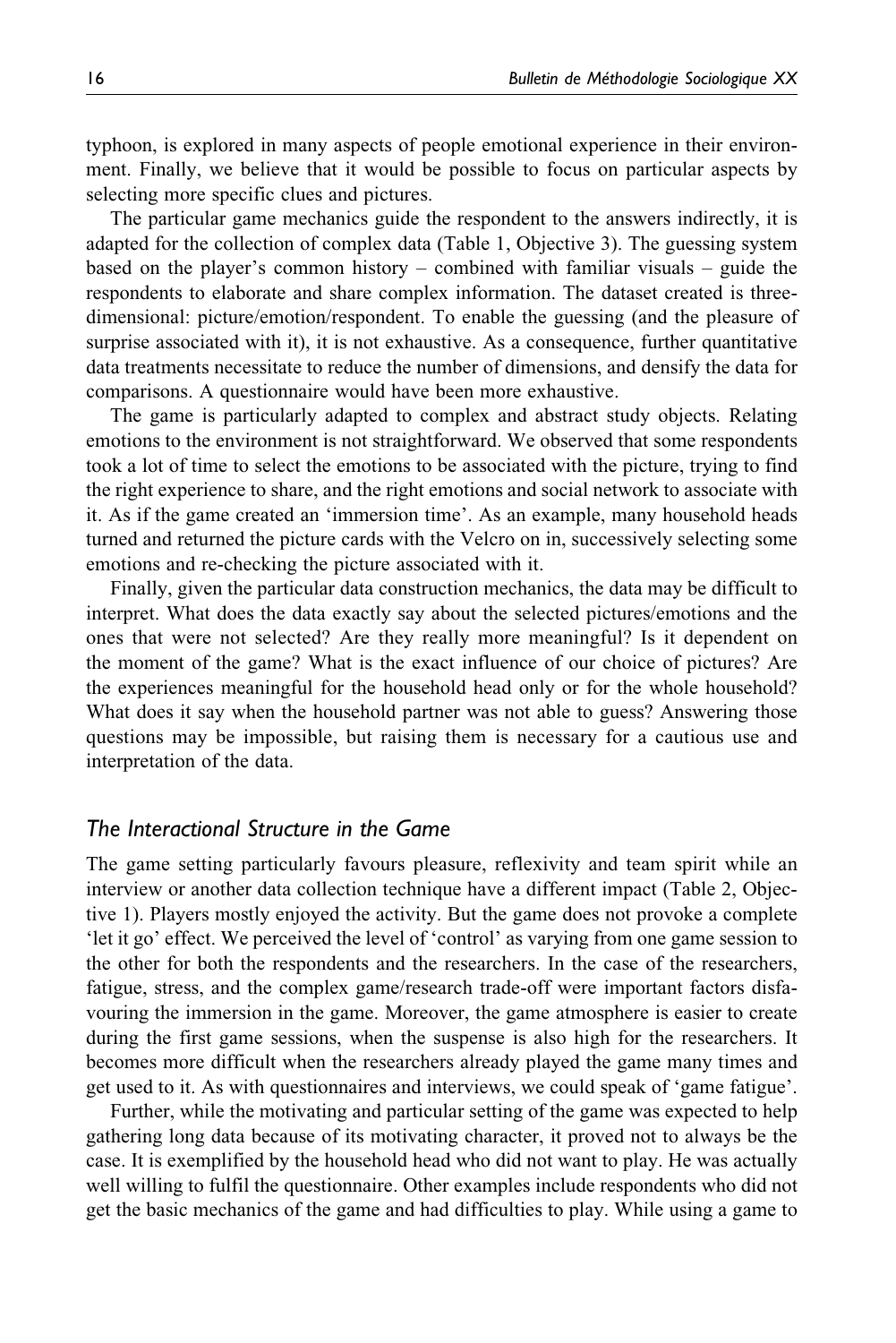typhoon, is explored in many aspects of people emotional experience in their environment. Finally, we believe that it would be possible to focus on particular aspects by selecting more specific clues and pictures.

The particular game mechanics guide the respondent to the answers indirectly, it is adapted for the collection of complex data (Table 1, Objective 3). The guessing system based on the player's common history – combined with familiar visuals – guide the respondents to elaborate and share complex information. The dataset created is three-dimensional: picture/emotion/respondent. To enable the guessing (and the pleasure of surprise associated with it), it is not exhaustive. As a consequence, further quantitative data treatments necessitate to reduce the number of dimensions, and densify the data for comparisons. A questionnaire would have been more exhaustive.

The game is particularly adapted to complex and abstract study objects. Relating emotions to the environment is not straightforward. We observed that some respondents took a lot of time to select the emotions to be associated with the picture, trying to find the right experience to share, and the right emotions and social network to associate with it. As if the game created an 'immersion time'. As an example, many household heads turned and returned the picture cards with the Velcro on in, successively selecting some emotions and re-checking the picture associated with it.

Finally, given the particular data construction mechanics, the data may be difficult to interpret. What does the data exactly say about the selected pictures/emotions and the ones that were not selected? Are they really more meaningful? Is it dependent on the moment of the game? What is the exact influence of our choice of pictures? Are the experiences meaningful for the household head only or for the whole household? What does it say when the household partner was not able to guess? Answering those questions may be impossible, but raising them is necessary for a cautious use and interpretation of the data.

### *The Interactional Structure in the Game*

The game setting particularly favours pleasure, reflexivity and team spirit while an interview or another data collection technique have a different impact (Table 2, Objective 1). Players mostly enjoyed the activity. But the game does not provoke a complete 'let it go' effect. We perceived the level of 'control' as varying from one game session to the other for both the respondents and the researchers. In the case of the researchers, fatigue, stress, and the complex game/research trade-off were important factors disfavouring the immersion in the game. Moreover, the game atmosphere is easier to create during the first game sessions, when the suspense is also high for the researchers. It becomes more difficult when the researchers already played the game many times and get used to it. As with questionnaires and interviews, we could speak of 'game fatigue'.

Further, while the motivating and particular setting of the game was expected to help gathering long data because of its motivating character, it proved not to always be the case. It is exemplified by the household head who did not want to play. He was actually well willing to fulfil the questionnaire. Other examples include respondents who did not get the basic mechanics of the game and had difficulties to play. While using a game to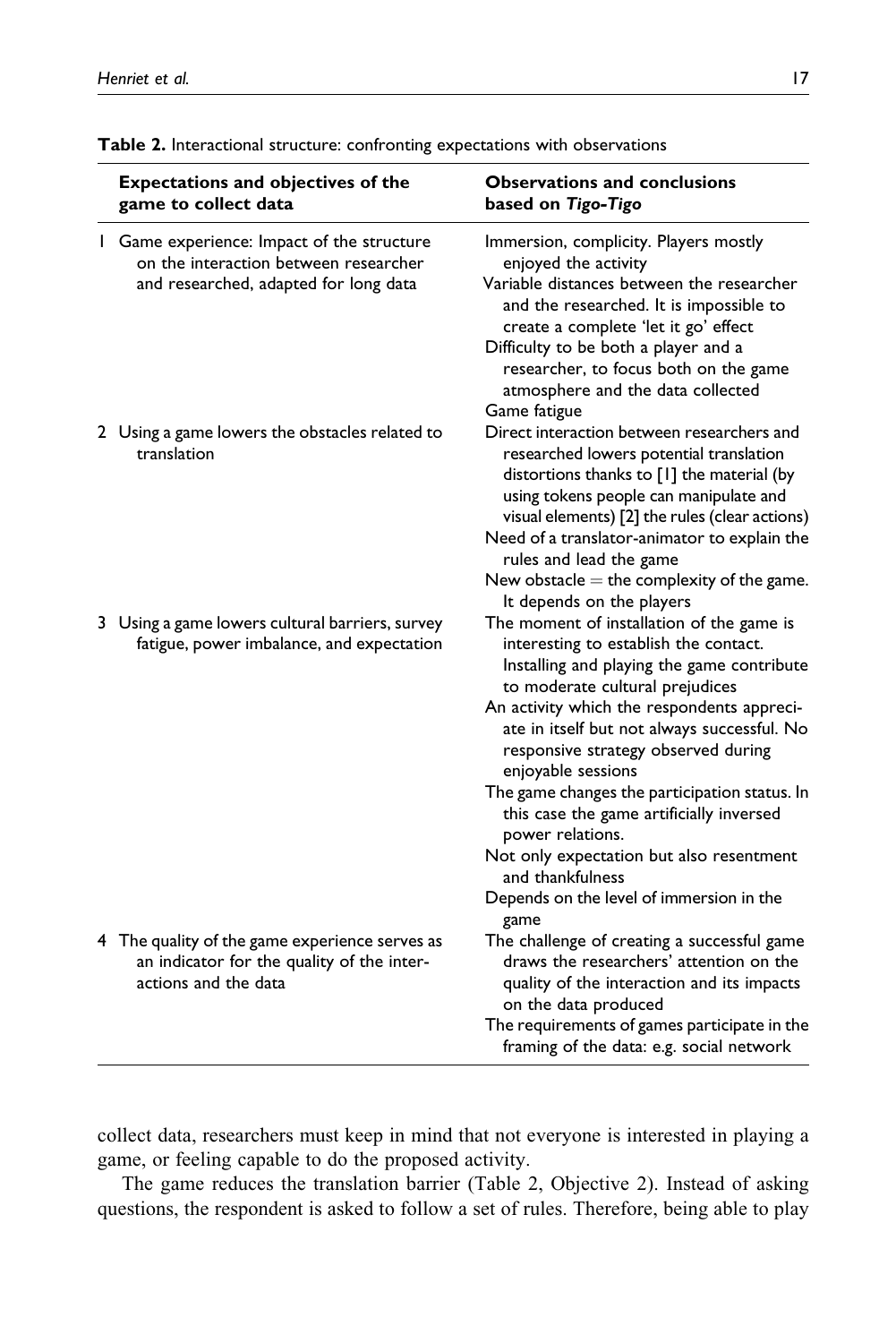**Table 2.** Interactional structure: confronting expectations with observations

| | Expectations and objectives of the game to collect data | Observations and conclusions based on *Tigo-Tigo* |
|---|---|---|
| 1 | Game experience: Impact of the structure on the interaction between researcher and researched, adapted for long data | Immersion, complicity. Players mostly enjoyed the activity<br>Variable distances between the researcher and the researched. It is impossible to create a complete 'let it go' effect<br>Difficulty to be both a player and a researcher, to focus both on the game atmosphere and the data collected<br>Game fatigue |
| 2 | Using a game lowers the obstacles related to translation | Direct interaction between researchers and researched lowers potential translation distortions thanks to [1] the material (by using tokens people can manipulate and visual elements) [2] the rules (clear actions)<br>Need of a translator-animator to explain the rules and lead the game<br>New obstacle = the complexity of the game. It depends on the players |
| 3 | Using a game lowers cultural barriers, survey fatigue, power imbalance, and expectation | The moment of installation of the game is interesting to establish the contact. Installing and playing the game contribute to moderate cultural prejudices<br>An activity which the respondents appreciate in itself but not always successful. No responsive strategy observed during enjoyable sessions<br>The game changes the participation status. In this case the game artificially inversed power relations.<br>Not only expectation but also resentment and thankfulness<br>Depends on the level of immersion in the game |
| 4 | The quality of the game experience serves as an indicator for the quality of the interactions and the data | The challenge of creating a successful game draws the researchers' attention on the quality of the interaction and its impacts on the data produced<br>The requirements of games participate in the framing of the data: e.g. social network |

collect data, researchers must keep in mind that not everyone is interested in playing a game, or feeling capable to do the proposed activity.

The game reduces the translation barrier (Table 2, Objective 2). Instead of asking questions, the respondent is asked to follow a set of rules. Therefore, being able to play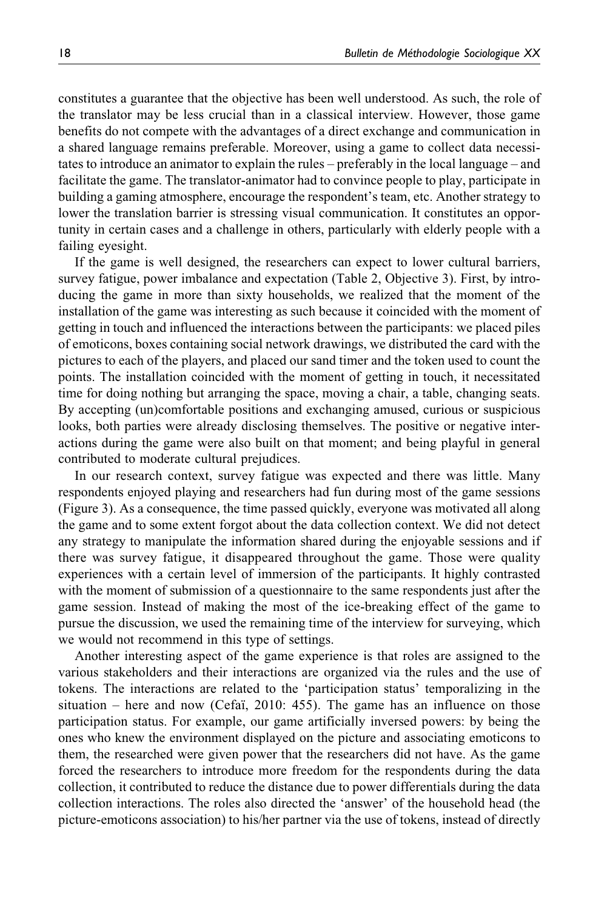constitutes a guarantee that the objective has been well understood. As such, the role of the translator may be less crucial than in a classical interview. However, those game benefits do not compete with the advantages of a direct exchange and communication in a shared language remains preferable. Moreover, using a game to collect data necessitates to introduce an animator to explain the rules – preferably in the local language – and facilitate the game. The translator-animator had to convince people to play, participate in building a gaming atmosphere, encourage the respondent's team, etc. Another strategy to lower the translation barrier is stressing visual communication. It constitutes an opportunity in certain cases and a challenge in others, particularly with elderly people with a failing eyesight.

If the game is well designed, the researchers can expect to lower cultural barriers, survey fatigue, power imbalance and expectation (Table 2, Objective 3). First, by introducing the game in more than sixty households, we realized that the moment of the installation of the game was interesting as such because it coincided with the moment of getting in touch and influenced the interactions between the participants: we placed piles of emoticons, boxes containing social network drawings, we distributed the card with the pictures to each of the players, and placed our sand timer and the token used to count the points. The installation coincided with the moment of getting in touch, it necessitated time for doing nothing but arranging the space, moving a chair, a table, changing seats. By accepting (un)comfortable positions and exchanging amused, curious or suspicious looks, both parties were already disclosing themselves. The positive or negative interactions during the game were also built on that moment; and being playful in general contributed to moderate cultural prejudices.

In our research context, survey fatigue was expected and there was little. Many respondents enjoyed playing and researchers had fun during most of the game sessions (Figure 3). As a consequence, the time passed quickly, everyone was motivated all along the game and to some extent forgot about the data collection context. We did not detect any strategy to manipulate the information shared during the enjoyable sessions and if there was survey fatigue, it disappeared throughout the game. Those were quality experiences with a certain level of immersion of the participants. It highly contrasted with the moment of submission of a questionnaire to the same respondents just after the game session. Instead of making the most of the ice-breaking effect of the game to pursue the discussion, we used the remaining time of the interview for surveying, which we would not recommend in this type of settings.

Another interesting aspect of the game experience is that roles are assigned to the various stakeholders and their interactions are organized via the rules and the use of tokens. The interactions are related to the 'participation status' temporalizing in the situation – here and now (Cefaï, 2010: 455). The game has an influence on those participation status. For example, our game artificially inversed powers: by being the ones who knew the environment displayed on the picture and associating emoticons to them, the researched were given power that the researchers did not have. As the game forced the researchers to introduce more freedom for the respondents during the data collection, it contributed to reduce the distance due to power differentials during the data collection interactions. The roles also directed the 'answer' of the household head (the picture-emoticons association) to his/her partner via the use of tokens, instead of directly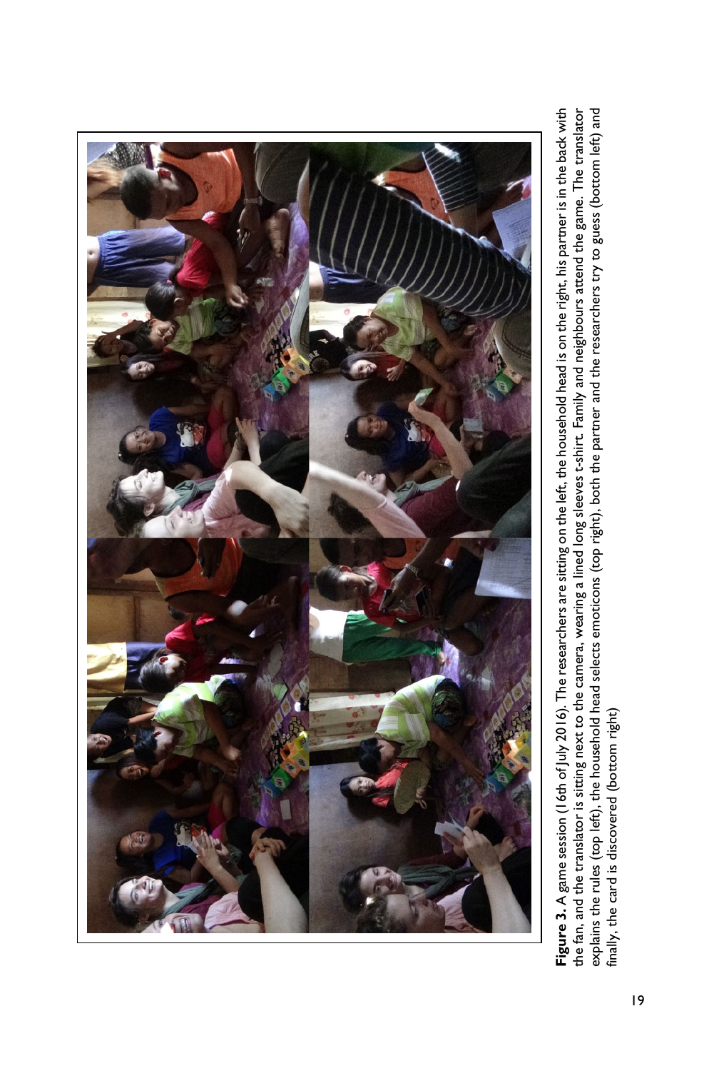**Figure 3.** A game session (16th of July 2016). The researchers are sitting on the left, the household head is on the right, his partner is in the back with the fan, and the translator is sitting next to the camera, wearing a lined long sleeves t-shirt. Family and neighbours attend the game. The translator explains the rules (top left), the household head selects emoticons (top right), both the partner and the researchers try to guess (bottom left) and finally, the card is discovered (bottom right)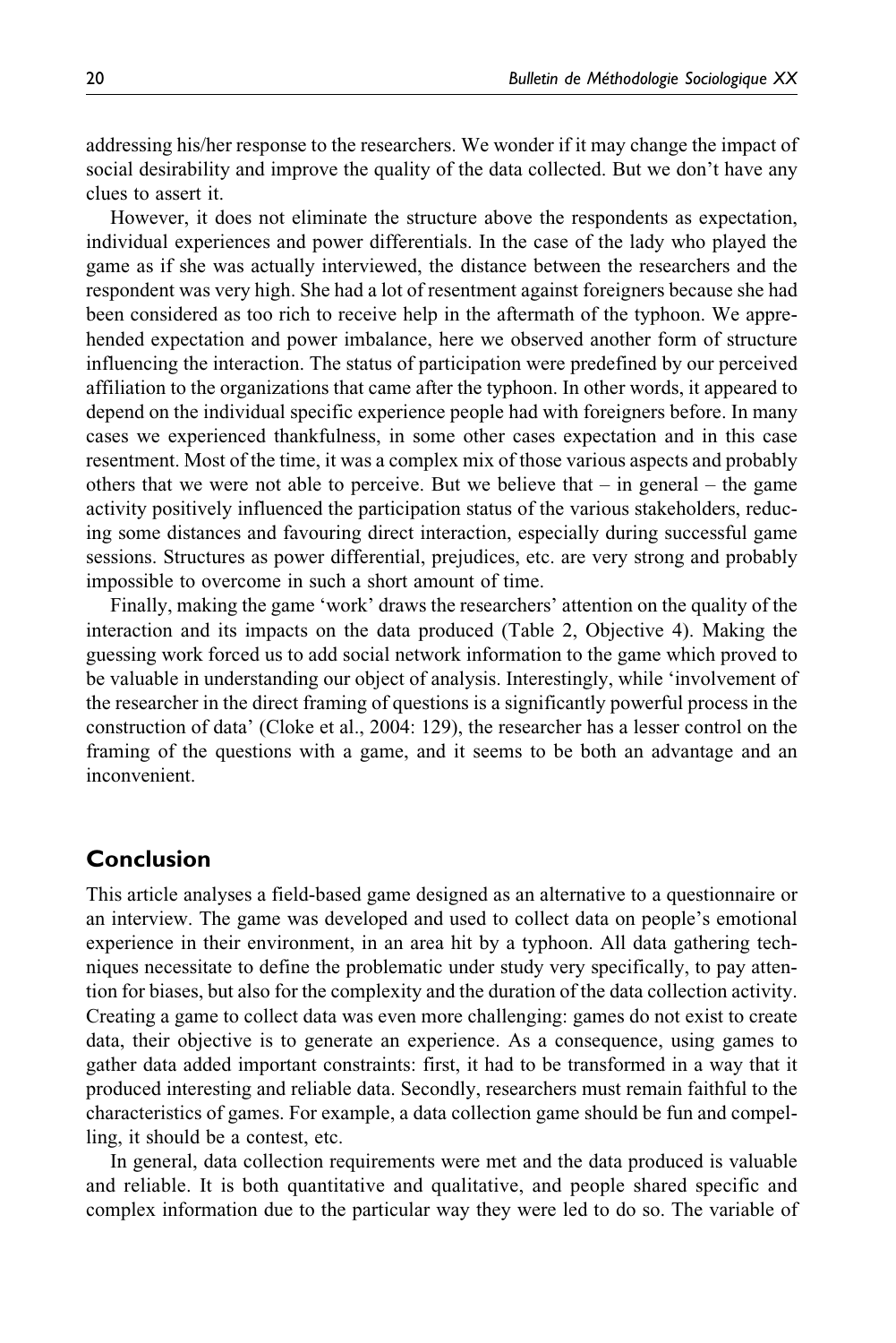addressing his/her response to the researchers. We wonder if it may change the impact of social desirability and improve the quality of the data collected. But we don't have any clues to assert it.

However, it does not eliminate the structure above the respondents as expectation, individual experiences and power differentials. In the case of the lady who played the game as if she was actually interviewed, the distance between the researchers and the respondent was very high. She had a lot of resentment against foreigners because she had been considered as too rich to receive help in the aftermath of the typhoon. We apprehended expectation and power imbalance, here we observed another form of structure influencing the interaction. The status of participation were predefined by our perceived affiliation to the organizations that came after the typhoon. In other words, it appeared to depend on the individual specific experience people had with foreigners before. In many cases we experienced thankfulness, in some other cases expectation and in this case resentment. Most of the time, it was a complex mix of those various aspects and probably others that we were not able to perceive. But we believe that – in general – the game activity positively influenced the participation status of the various stakeholders, reducing some distances and favouring direct interaction, especially during successful game sessions. Structures as power differential, prejudices, etc. are very strong and probably impossible to overcome in such a short amount of time.

Finally, making the game 'work' draws the researchers' attention on the quality of the interaction and its impacts on the data produced (Table 2, Objective 4). Making the guessing work forced us to add social network information to the game which proved to be valuable in understanding our object of analysis. Interestingly, while 'involvement of the researcher in the direct framing of questions is a significantly powerful process in the construction of data' (Cloke et al., 2004: 129), the researcher has a lesser control on the framing of the questions with a game, and it seems to be both an advantage and an inconvenient.

## Conclusion

This article analyses a field-based game designed as an alternative to a questionnaire or an interview. The game was developed and used to collect data on people's emotional experience in their environment, in an area hit by a typhoon. All data gathering techniques necessitate to define the problematic under study very specifically, to pay attention for biases, but also for the complexity and the duration of the data collection activity. Creating a game to collect data was even more challenging: games do not exist to create data, their objective is to generate an experience. As a consequence, using games to gather data added important constraints: first, it had to be transformed in a way that it produced interesting and reliable data. Secondly, researchers must remain faithful to the characteristics of games. For example, a data collection game should be fun and compelling, it should be a contest, etc.

In general, data collection requirements were met and the data produced is valuable and reliable. It is both quantitative and qualitative, and people shared specific and complex information due to the particular way they were led to do so. The variable of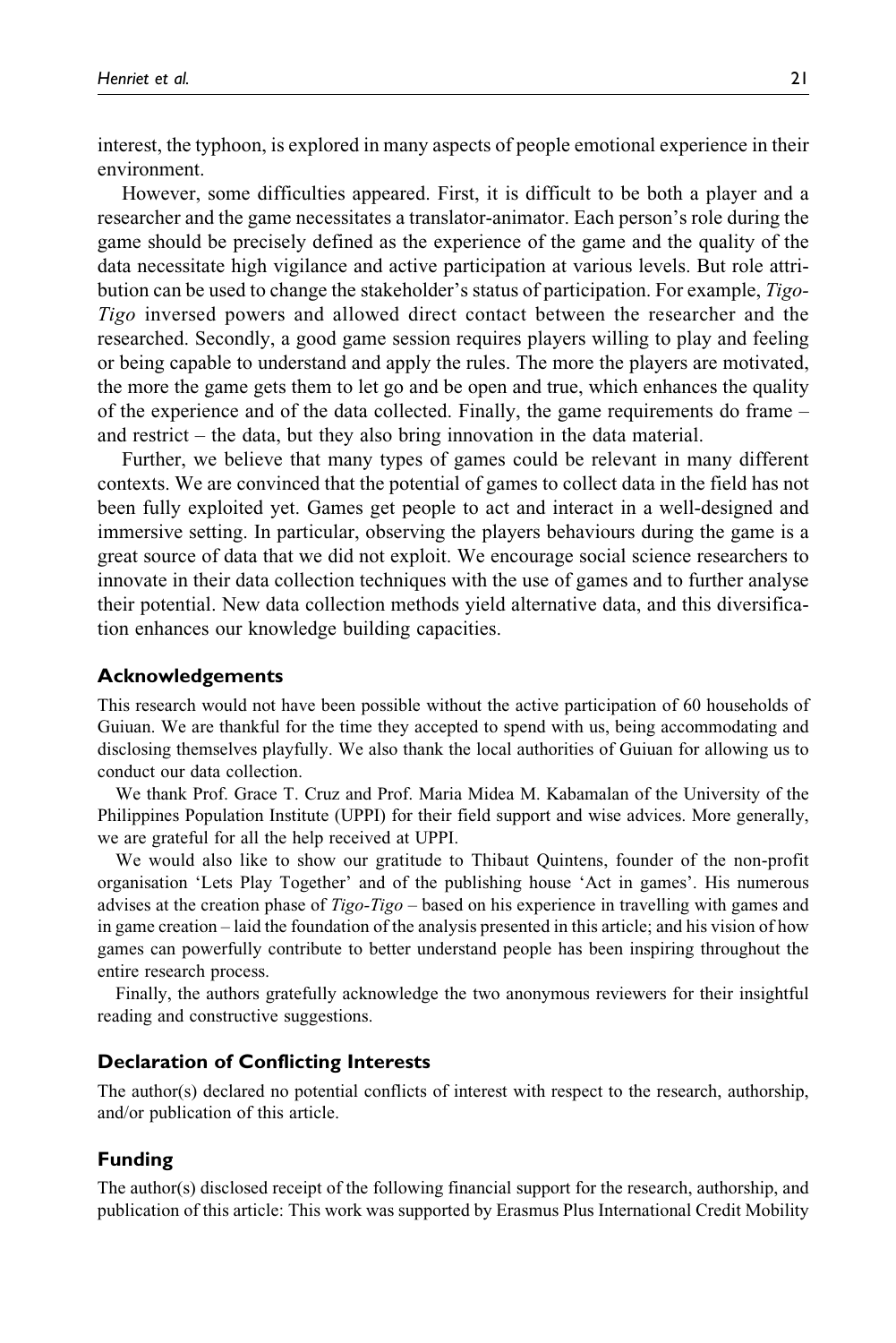interest, the typhoon, is explored in many aspects of people emotional experience in their environment.

However, some difficulties appeared. First, it is difficult to be both a player and a researcher and the game necessitates a translator-animator. Each person's role during the game should be precisely defined as the experience of the game and the quality of the data necessitate high vigilance and active participation at various levels. But role attribution can be used to change the stakeholder's status of participation. For example, *Tigo-Tigo* inversed powers and allowed direct contact between the researcher and the researched. Secondly, a good game session requires players willing to play and feeling or being capable to understand and apply the rules. The more the players are motivated, the more the game gets them to let go and be open and true, which enhances the quality of the experience and of the data collected. Finally, the game requirements do frame – and restrict – the data, but they also bring innovation in the data material.

Further, we believe that many types of games could be relevant in many different contexts. We are convinced that the potential of games to collect data in the field has not been fully exploited yet. Games get people to act and interact in a well-designed and immersive setting. In particular, observing the players behaviours during the game is a great source of data that we did not exploit. We encourage social science researchers to innovate in their data collection techniques with the use of games and to further analyse their potential. New data collection methods yield alternative data, and this diversification enhances our knowledge building capacities.

## Acknowledgements

This research would not have been possible without the active participation of 60 households of Guiuan. We are thankful for the time they accepted to spend with us, being accommodating and disclosing themselves playfully. We also thank the local authorities of Guiuan for allowing us to conduct our data collection.

We thank Prof. Grace T. Cruz and Prof. Maria Midea M. Kabamalan of the University of the Philippines Population Institute (UPPI) for their field support and wise advices. More generally, we are grateful for all the help received at UPPI.

We would also like to show our gratitude to Thibaut Quintens, founder of the non-profit organisation 'Lets Play Together' and of the publishing house 'Act in games'. His numerous advises at the creation phase of *Tigo-Tigo* – based on his experience in travelling with games and in game creation – laid the foundation of the analysis presented in this article; and his vision of how games can powerfully contribute to better understand people has been inspiring throughout the entire research process.

Finally, the authors gratefully acknowledge the two anonymous reviewers for their insightful reading and constructive suggestions.

## Declaration of Conflicting Interests

The author(s) declared no potential conflicts of interest with respect to the research, authorship, and/or publication of this article.

## Funding

The author(s) disclosed receipt of the following financial support for the research, authorship, and publication of this article: This work was supported by Erasmus Plus International Credit Mobility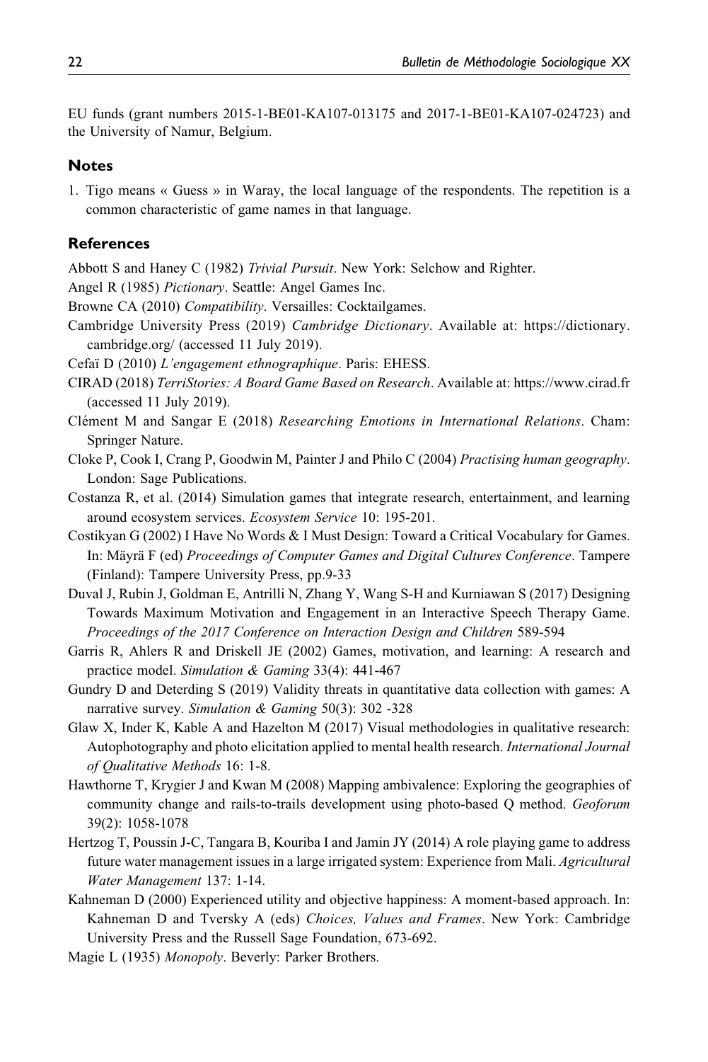EU funds (grant numbers 2015-1-BE01-KA107-013175 and 2017-1-BE01-KA107-024723) and the University of Namur, Belgium.

## Notes

1. Tigo means « Guess » in Waray, the local language of the respondents. The repetition is a common characteristic of game names in that language.

## References

Abbott S and Haney C (1982) *Trivial Pursuit*. New York: Selchow and Righter.

Angel R (1985) *Pictionary*. Seattle: Angel Games Inc.

Browne CA (2010) *Compatibility*. Versailles: Cocktailgames.

Cambridge University Press (2019) *Cambridge Dictionary*. Available at: https://dictionary.cambridge.org/ (accessed 11 July 2019).

Cefaï D (2010) *L'engagement ethnographique*. Paris: EHESS.

CIRAD (2018) *TerriStories: A Board Game Based on Research*. Available at: https://www.cirad.fr (accessed 11 July 2019).

Clément M and Sangar E (2018) *Researching Emotions in International Relations*. Cham: Springer Nature.

Cloke P, Cook I, Crang P, Goodwin M, Painter J and Philo C (2004) *Practising human geography*. London: Sage Publications.

Costanza R, et al. (2014) Simulation games that integrate research, entertainment, and learning around ecosystem services. *Ecosystem Service* 10: 195-201.

Costikyan G (2002) I Have No Words & I Must Design: Toward a Critical Vocabulary for Games. In: Mäyrä F (ed) *Proceedings of Computer Games and Digital Cultures Conference*. Tampere (Finland): Tampere University Press, pp.9-33

Duval J, Rubin J, Goldman E, Antrilli N, Zhang Y, Wang S-H and Kurniawan S (2017) Designing Towards Maximum Motivation and Engagement in an Interactive Speech Therapy Game. *Proceedings of the 2017 Conference on Interaction Design and Children* 589-594

Garris R, Ahlers R and Driskell JE (2002) Games, motivation, and learning: A research and practice model. *Simulation & Gaming* 33(4): 441-467

Gundry D and Deterding S (2019) Validity threats in quantitative data collection with games: A narrative survey. *Simulation & Gaming* 50(3): 302 -328

Glaw X, Inder K, Kable A and Hazelton M (2017) Visual methodologies in qualitative research: Autophotography and photo elicitation applied to mental health research. *International Journal of Qualitative Methods* 16: 1-8.

Hawthorne T, Krygier J and Kwan M (2008) Mapping ambivalence: Exploring the geographies of community change and rails-to-trails development using photo-based Q method. *Geoforum* 39(2): 1058-1078

Hertzog T, Poussin J-C, Tangara B, Kouriba I and Jamin JY (2014) A role playing game to address future water management issues in a large irrigated system: Experience from Mali. *Agricultural Water Management* 137: 1-14.

Kahneman D (2000) Experienced utility and objective happiness: A moment-based approach. In: Kahneman D and Tversky A (eds) *Choices, Values and Frames*. New York: Cambridge University Press and the Russell Sage Foundation, 673-692.

Magie L (1935) *Monopoly*. Beverly: Parker Brothers.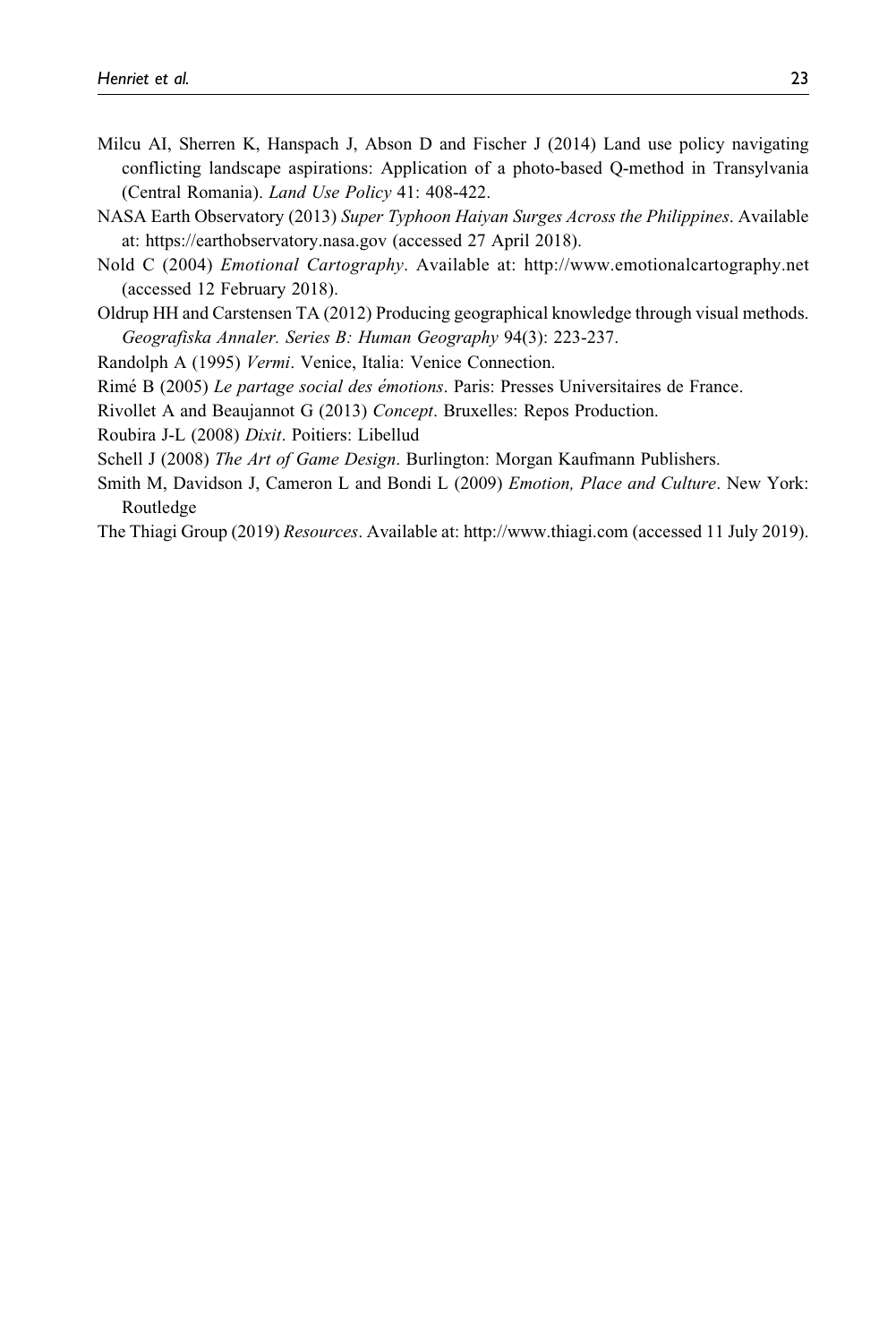Milcu AI, Sherren K, Hanspach J, Abson D and Fischer J (2014) Land use policy navigating conflicting landscape aspirations: Application of a photo-based Q-method in Transylvania (Central Romania). *Land Use Policy* 41: 408-422.

NASA Earth Observatory (2013) *Super Typhoon Haiyan Surges Across the Philippines*. Available at: https://earthobservatory.nasa.gov (accessed 27 April 2018).

Nold C (2004) *Emotional Cartography*. Available at: http://www.emotionalcartography.net (accessed 12 February 2018).

Oldrup HH and Carstensen TA (2012) Producing geographical knowledge through visual methods. *Geografiska Annaler. Series B: Human Geography* 94(3): 223-237.

Randolph A (1995) *Vermi*. Venice, Italia: Venice Connection.

Rimé B (2005) *Le partage social des émotions*. Paris: Presses Universitaires de France.

Rivollet A and Beaujannot G (2013) *Concept*. Bruxelles: Repos Production.

Roubira J-L (2008) *Dixit*. Poitiers: Libellud

Schell J (2008) *The Art of Game Design*. Burlington: Morgan Kaufmann Publishers.

Smith M, Davidson J, Cameron L and Bondi L (2009) *Emotion, Place and Culture*. New York: Routledge

The Thiagi Group (2019) *Resources*. Available at: http://www.thiagi.com (accessed 11 July 2019).